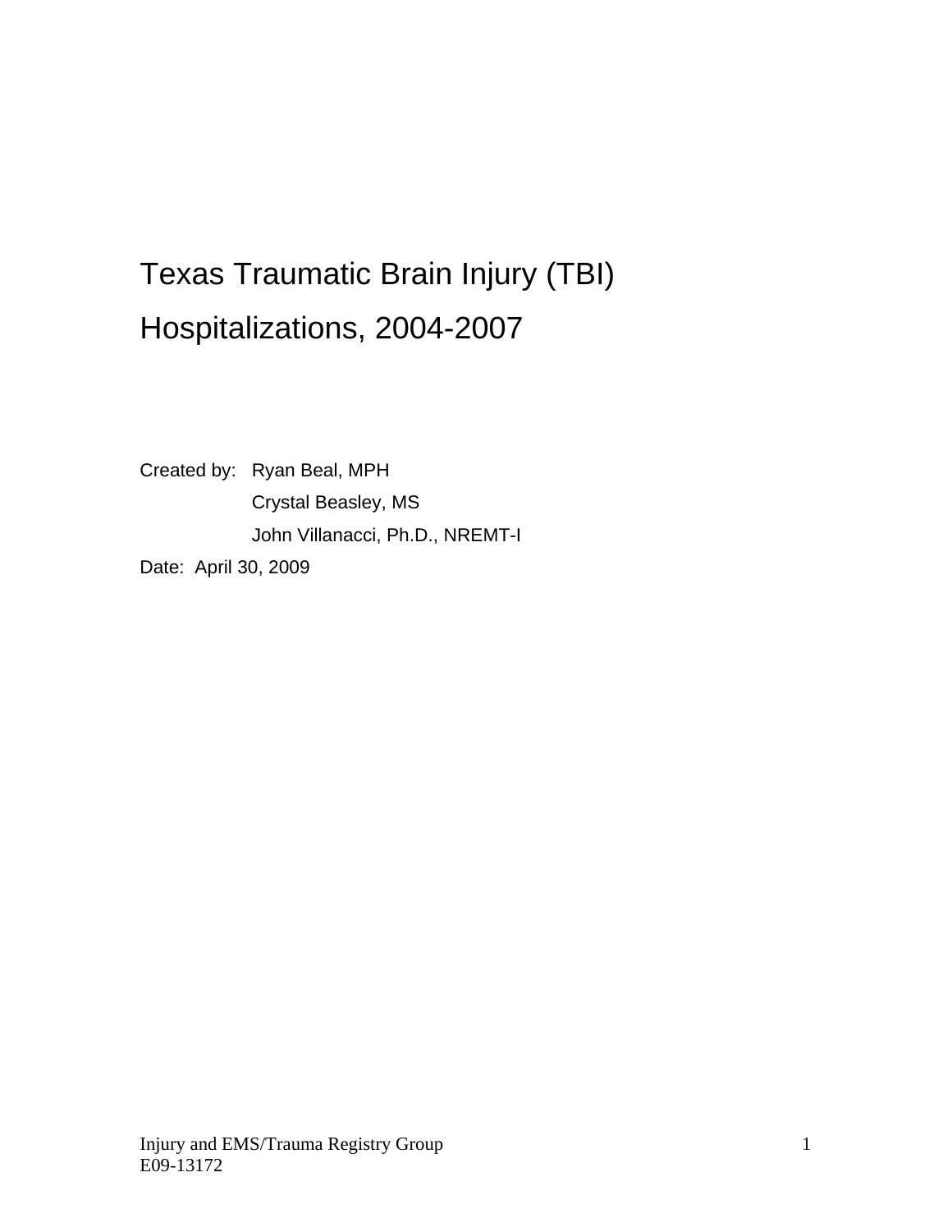# Texas Traumatic Brain Injury (TBI) Hospitalizations, 2004-2007

Created by: Ryan Beal, MPH  
Crystal Beasley, MS  
John Villanacci, Ph.D., NREMT-I

Date: April 30, 2009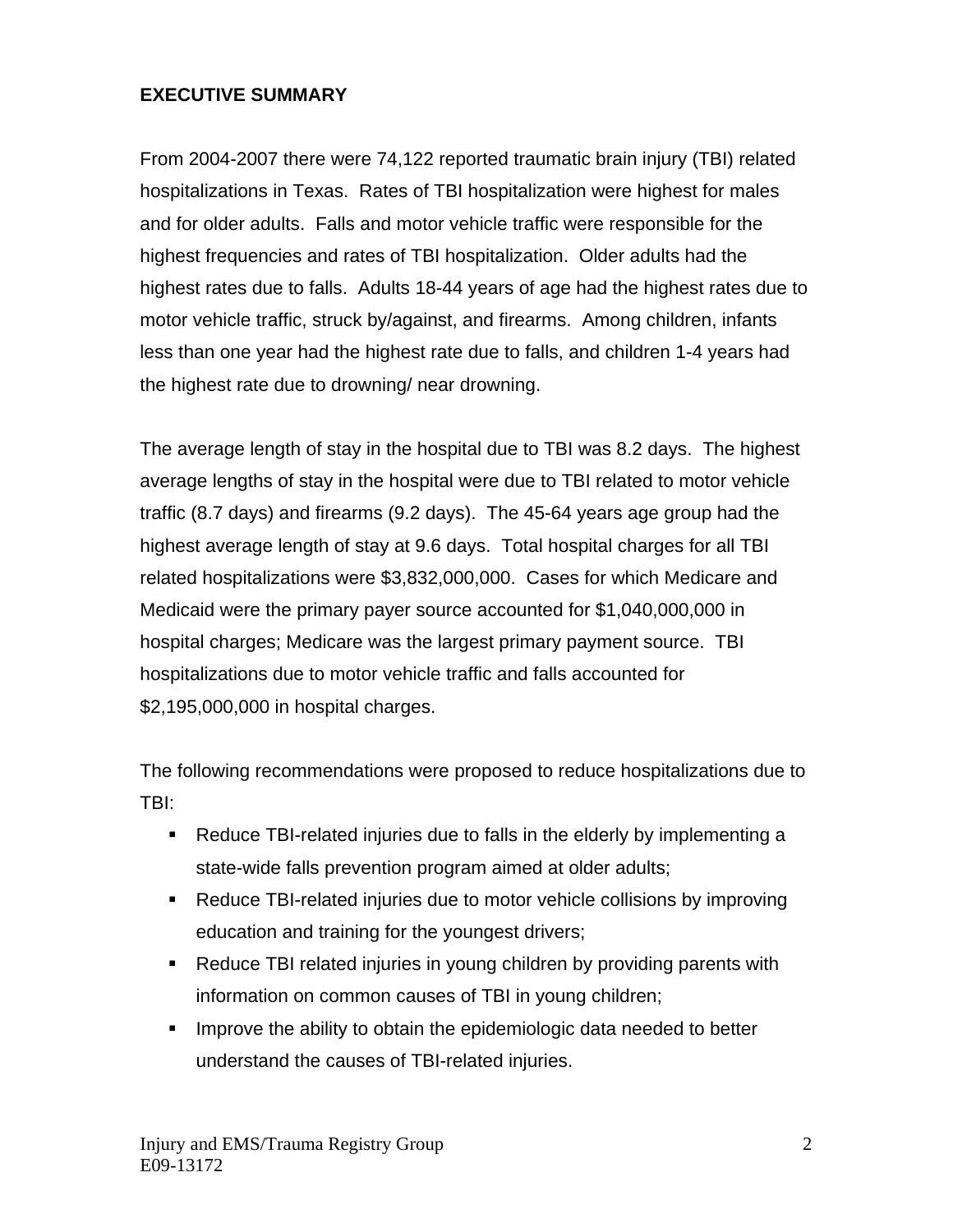# EXECUTIVE SUMMARY

From 2004-2007 there were 74,122 reported traumatic brain injury (TBI) related hospitalizations in Texas. Rates of TBI hospitalization were highest for males and for older adults. Falls and motor vehicle traffic were responsible for the highest frequencies and rates of TBI hospitalization. Older adults had the highest rates due to falls. Adults 18-44 years of age had the highest rates due to motor vehicle traffic, struck by/against, and firearms. Among children, infants less than one year had the highest rate due to falls, and children 1-4 years had the highest rate due to drowning/ near drowning.

The average length of stay in the hospital due to TBI was 8.2 days. The highest average lengths of stay in the hospital were due to TBI related to motor vehicle traffic (8.7 days) and firearms (9.2 days). The 45-64 years age group had the highest average length of stay at 9.6 days. Total hospital charges for all TBI related hospitalizations were $3,832,000,000. Cases for which Medicare and Medicaid were the primary payer source accounted for $1,040,000,000 in hospital charges; Medicare was the largest primary payment source. TBI hospitalizations due to motor vehicle traffic and falls accounted for $2,195,000,000 in hospital charges.

The following recommendations were proposed to reduce hospitalizations due to TBI:

- Reduce TBI-related injuries due to falls in the elderly by implementing a state-wide falls prevention program aimed at older adults;
- Reduce TBI-related injuries due to motor vehicle collisions by improving education and training for the youngest drivers;
- Reduce TBI related injuries in young children by providing parents with information on common causes of TBI in young children;
- Improve the ability to obtain the epidemiologic data needed to better understand the causes of TBI-related injuries.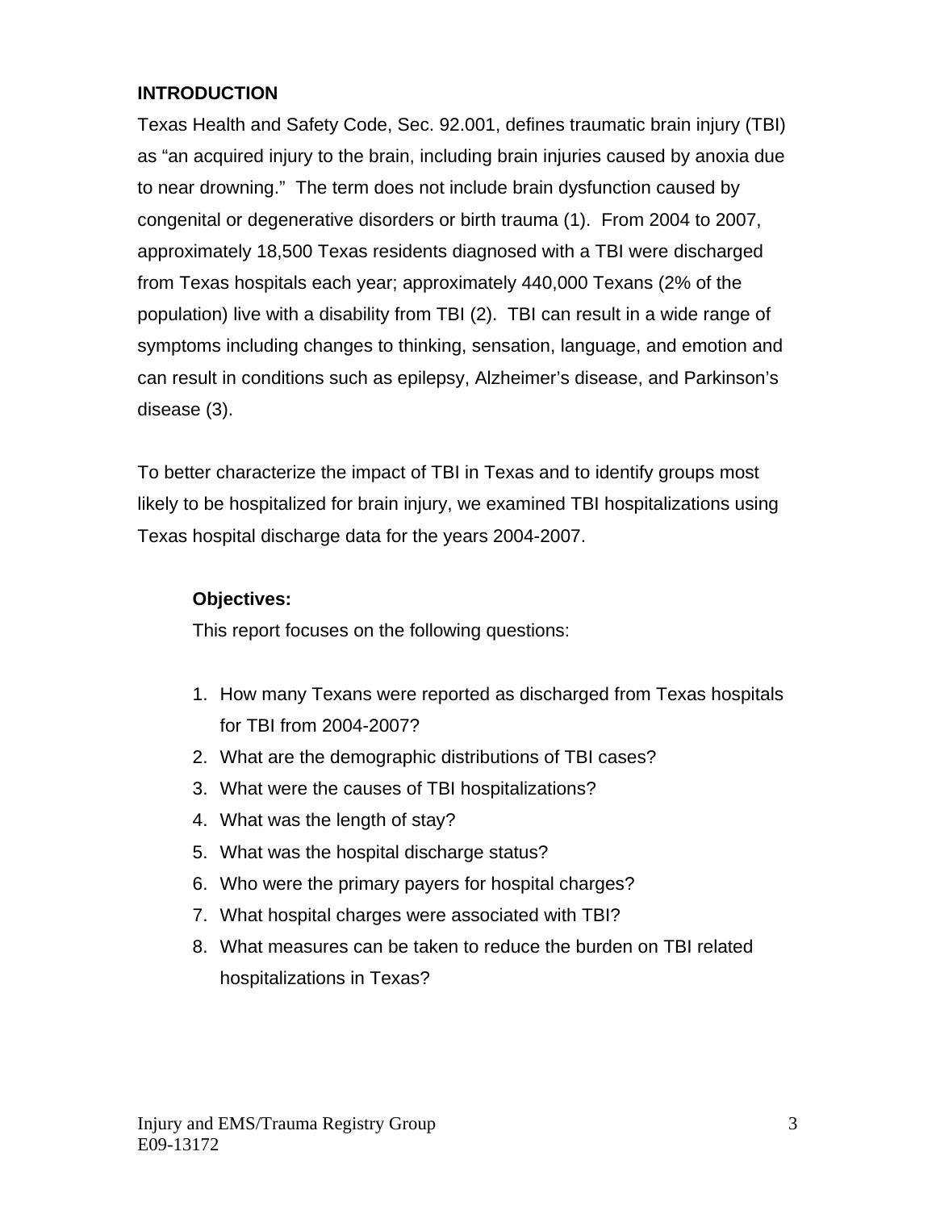## INTRODUCTION

Texas Health and Safety Code, Sec. 92.001, defines traumatic brain injury (TBI) as "an acquired injury to the brain, including brain injuries caused by anoxia due to near drowning." The term does not include brain dysfunction caused by congenital or degenerative disorders or birth trauma (1). From 2004 to 2007, approximately 18,500 Texas residents diagnosed with a TBI were discharged from Texas hospitals each year; approximately 440,000 Texans (2% of the population) live with a disability from TBI (2). TBI can result in a wide range of symptoms including changes to thinking, sensation, language, and emotion and can result in conditions such as epilepsy, Alzheimer's disease, and Parkinson's disease (3).

To better characterize the impact of TBI in Texas and to identify groups most likely to be hospitalized for brain injury, we examined TBI hospitalizations using Texas hospital discharge data for the years 2004-2007.

### Objectives:

This report focuses on the following questions:

1. How many Texans were reported as discharged from Texas hospitals for TBI from 2004-2007?
2. What are the demographic distributions of TBI cases?
3. What were the causes of TBI hospitalizations?
4. What was the length of stay?
5. What was the hospital discharge status?
6. Who were the primary payers for hospital charges?
7. What hospital charges were associated with TBI?
8. What measures can be taken to reduce the burden on TBI related hospitalizations in Texas?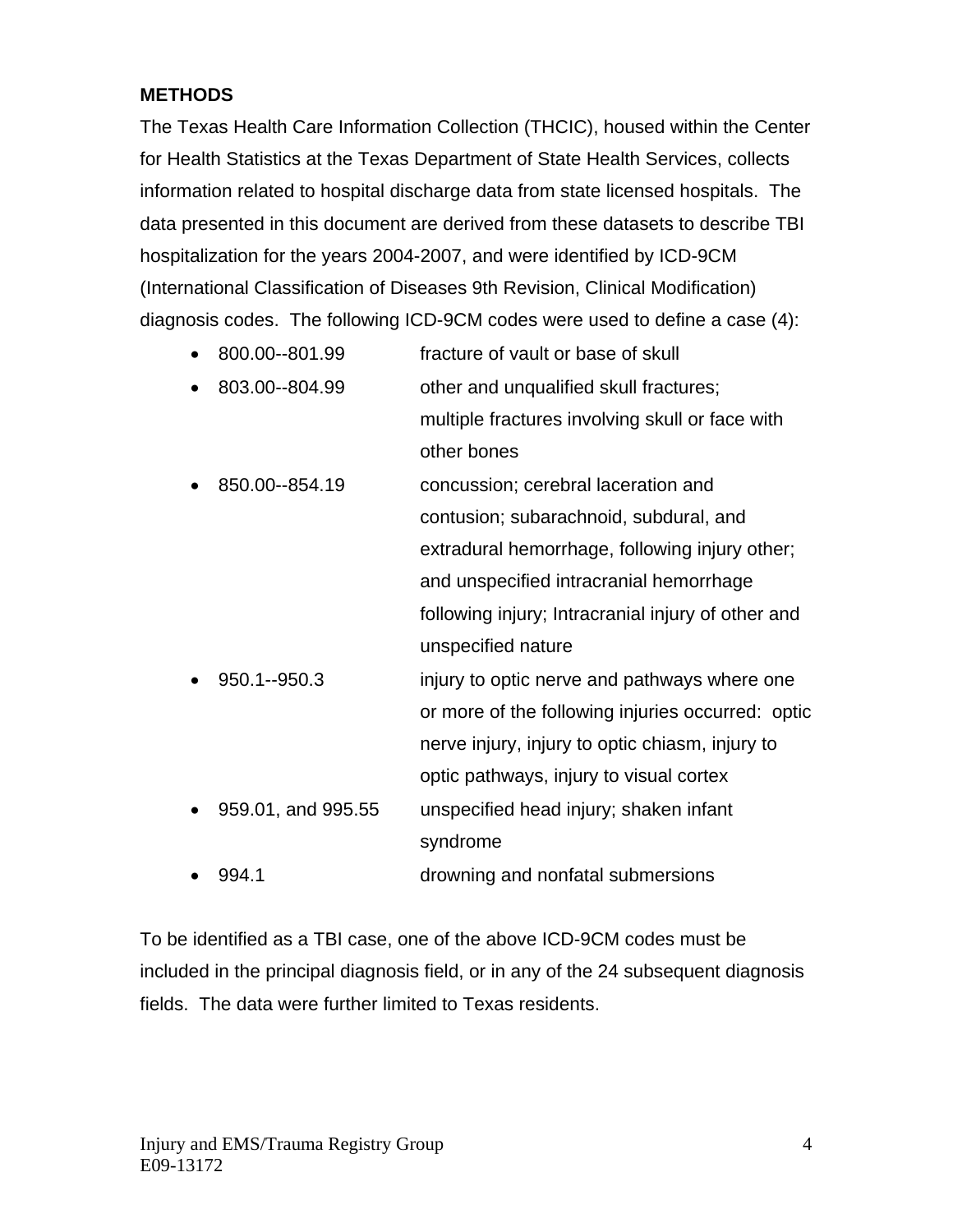## METHODS

The Texas Health Care Information Collection (THCIC), housed within the Center for Health Statistics at the Texas Department of State Health Services, collects information related to hospital discharge data from state licensed hospitals. The data presented in this document are derived from these datasets to describe TBI hospitalization for the years 2004-2007, and were identified by ICD-9CM (International Classification of Diseases 9th Revision, Clinical Modification) diagnosis codes. The following ICD-9CM codes were used to define a case (4):

- 800.00--801.99 fracture of vault or base of skull
- 803.00--804.99 other and unqualified skull fractures; multiple fractures involving skull or face with other bones
- 850.00--854.19 concussion; cerebral laceration and contusion; subarachnoid, subdural, and extradural hemorrhage, following injury other; and unspecified intracranial hemorrhage following injury; Intracranial injury of other and unspecified nature
- 950.1--950.3 injury to optic nerve and pathways where one or more of the following injuries occurred: optic nerve injury, injury to optic chiasm, injury to optic pathways, injury to visual cortex
- 959.01, and 995.55 unspecified head injury; shaken infant syndrome
- 994.1 drowning and nonfatal submersions

To be identified as a TBI case, one of the above ICD-9CM codes must be included in the principal diagnosis field, or in any of the 24 subsequent diagnosis fields. The data were further limited to Texas residents.

Injury and EMS/Trauma Registry Group
E09-13172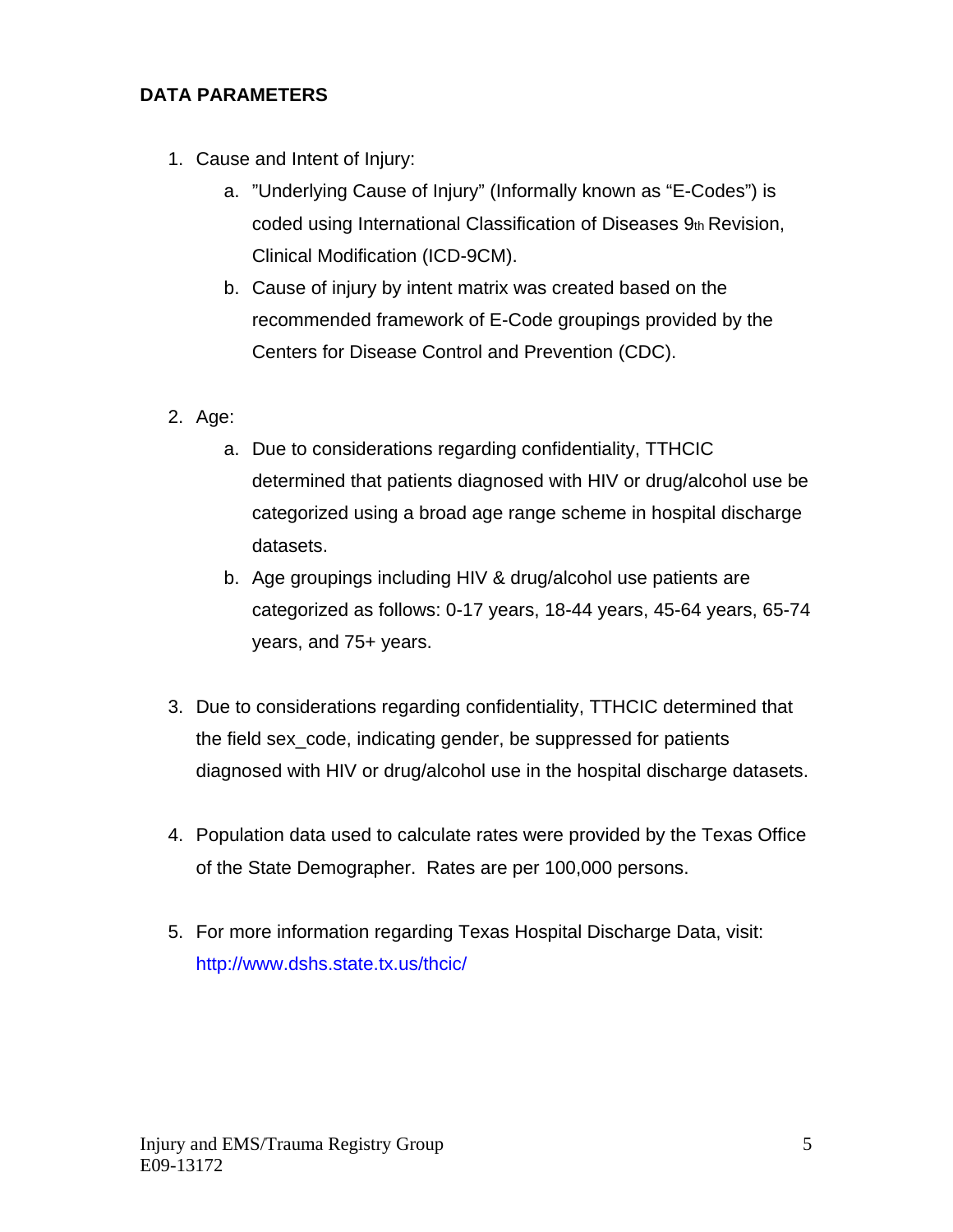## DATA PARAMETERS

1. Cause and Intent of Injury:
   a. "Underlying Cause of Injury" (Informally known as "E-Codes") is coded using International Classification of Diseases 9th Revision, Clinical Modification (ICD-9CM).
   b. Cause of injury by intent matrix was created based on the recommended framework of E-Code groupings provided by the Centers for Disease Control and Prevention (CDC).

2. Age:
   a. Due to considerations regarding confidentiality, TTHCIC determined that patients diagnosed with HIV or drug/alcohol use be categorized using a broad age range scheme in hospital discharge datasets.
   b. Age groupings including HIV & drug/alcohol use patients are categorized as follows: 0-17 years, 18-44 years, 45-64 years, 65-74 years, and 75+ years.

3. Due to considerations regarding confidentiality, TTHCIC determined that the field sex_code, indicating gender, be suppressed for patients diagnosed with HIV or drug/alcohol use in the hospital discharge datasets.

4. Population data used to calculate rates were provided by the Texas Office of the State Demographer. Rates are per 100,000 persons.

5. For more information regarding Texas Hospital Discharge Data, visit: http://www.dshs.state.tx.us/thcic/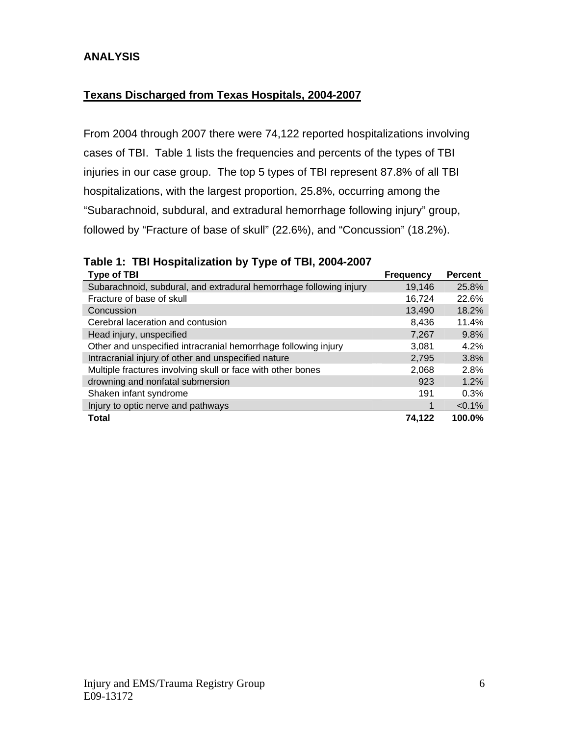## ANALYSIS

### Texans Discharged from Texas Hospitals, 2004-2007

From 2004 through 2007 there were 74,122 reported hospitalizations involving cases of TBI. Table 1 lists the frequencies and percents of the types of TBI injuries in our case group. The top 5 types of TBI represent 87.8% of all TBI hospitalizations, with the largest proportion, 25.8%, occurring among the "Subarachnoid, subdural, and extradural hemorrhage following injury" group, followed by "Fracture of base of skull" (22.6%), and "Concussion" (18.2%).

**Table 1: TBI Hospitalization by Type of TBI, 2004-2007**

| Type of TBI | Frequency | Percent |
|---|---|---|
| Subarachnoid, subdural, and extradural hemorrhage following injury | 19,146 | 25.8% |
| Fracture of base of skull | 16,724 | 22.6% |
| Concussion | 13,490 | 18.2% |
| Cerebral laceration and contusion | 8,436 | 11.4% |
| Head injury, unspecified | 7,267 | 9.8% |
| Other and unspecified intracranial hemorrhage following injury | 3,081 | 4.2% |
| Intracranial injury of other and unspecified nature | 2,795 | 3.8% |
| Multiple fractures involving skull or face with other bones | 2,068 | 2.8% |
| drowning and nonfatal submersion | 923 | 1.2% |
| Shaken infant syndrome | 191 | 0.3% |
| Injury to optic nerve and pathways | 1 | <0.1% |
| **Total** | **74,122** | **100.0%** |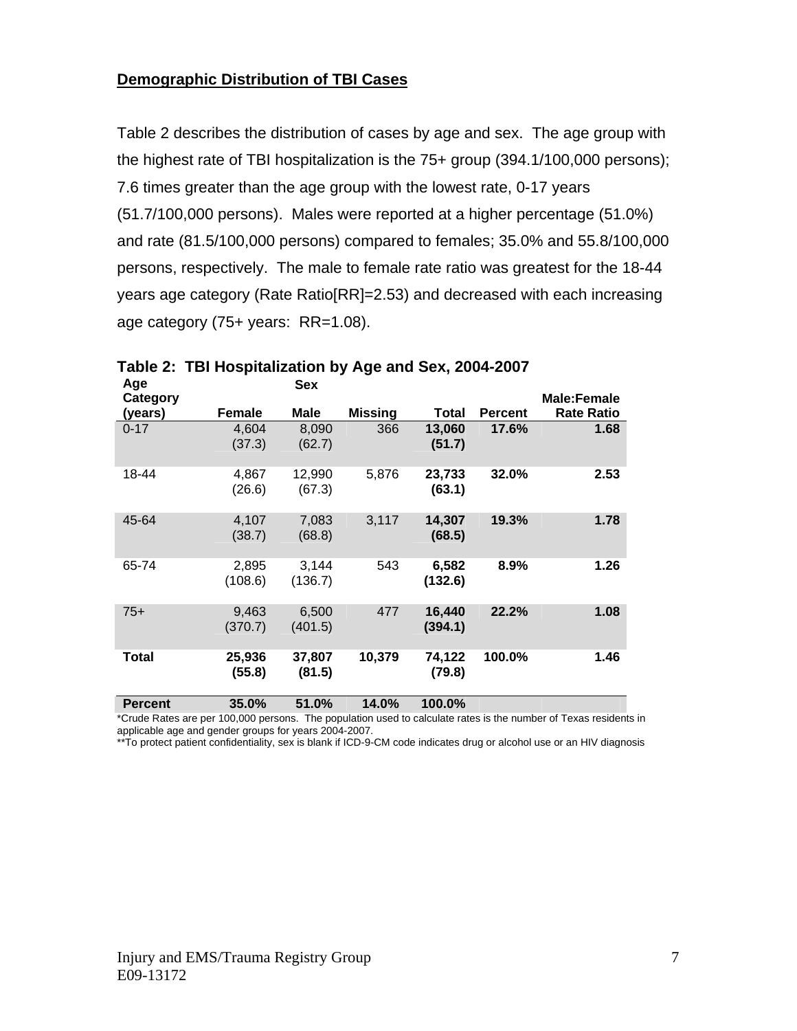## Demographic Distribution of TBI Cases

Table 2 describes the distribution of cases by age and sex. The age group with the highest rate of TBI hospitalization is the 75+ group (394.1/100,000 persons); 7.6 times greater than the age group with the lowest rate, 0-17 years (51.7/100,000 persons). Males were reported at a higher percentage (51.0%) and rate (81.5/100,000 persons) compared to females; 35.0% and 55.8/100,000 persons, respectively. The male to female rate ratio was greatest for the 18-44 years age category (Rate Ratio[RR]=2.53) and decreased with each increasing age category (75+ years: RR=1.08).

**Table 2: TBI Hospitalization by Age and Sex, 2004-2007**

| Age Category (years) | Sex | | | | | |
|---|---|---|---|---|---|---|
| | Female | Male | Missing | Total | Percent | Male:Female Rate Ratio |
| 0-17 | 4,604 (37.3) | 8,090 (62.7) | 366 | **13,060 (51.7)** | **17.6%** | **1.68** |
| 18-44 | 4,867 (26.6) | 12,990 (67.3) | 5,876 | **23,733 (63.1)** | **32.0%** | **2.53** |
| 45-64 | 4,107 (38.7) | 7,083 (68.8) | 3,117 | **14,307 (68.5)** | **19.3%** | **1.78** |
| 65-74 | 2,895 (108.6) | 3,144 (136.7) | 543 | **6,582 (132.6)** | **8.9%** | **1.26** |
| 75+ | 9,463 (370.7) | 6,500 (401.5) | 477 | **16,440 (394.1)** | **22.2%** | **1.08** |
| **Total** | **25,936 (55.8)** | **37,807 (81.5)** | **10,379** | **74,122 (79.8)** | **100.0%** | **1.46** |
| **Percent** | **35.0%** | **51.0%** | **14.0%** | **100.0%** | | |

*Crude Rates are per 100,000 persons. The population used to calculate rates is the number of Texas residents in applicable age and gender groups for years 2004-2007.

**To protect patient confidentiality, sex is blank if ICD-9-CM code indicates drug or alcohol use or an HIV diagnosis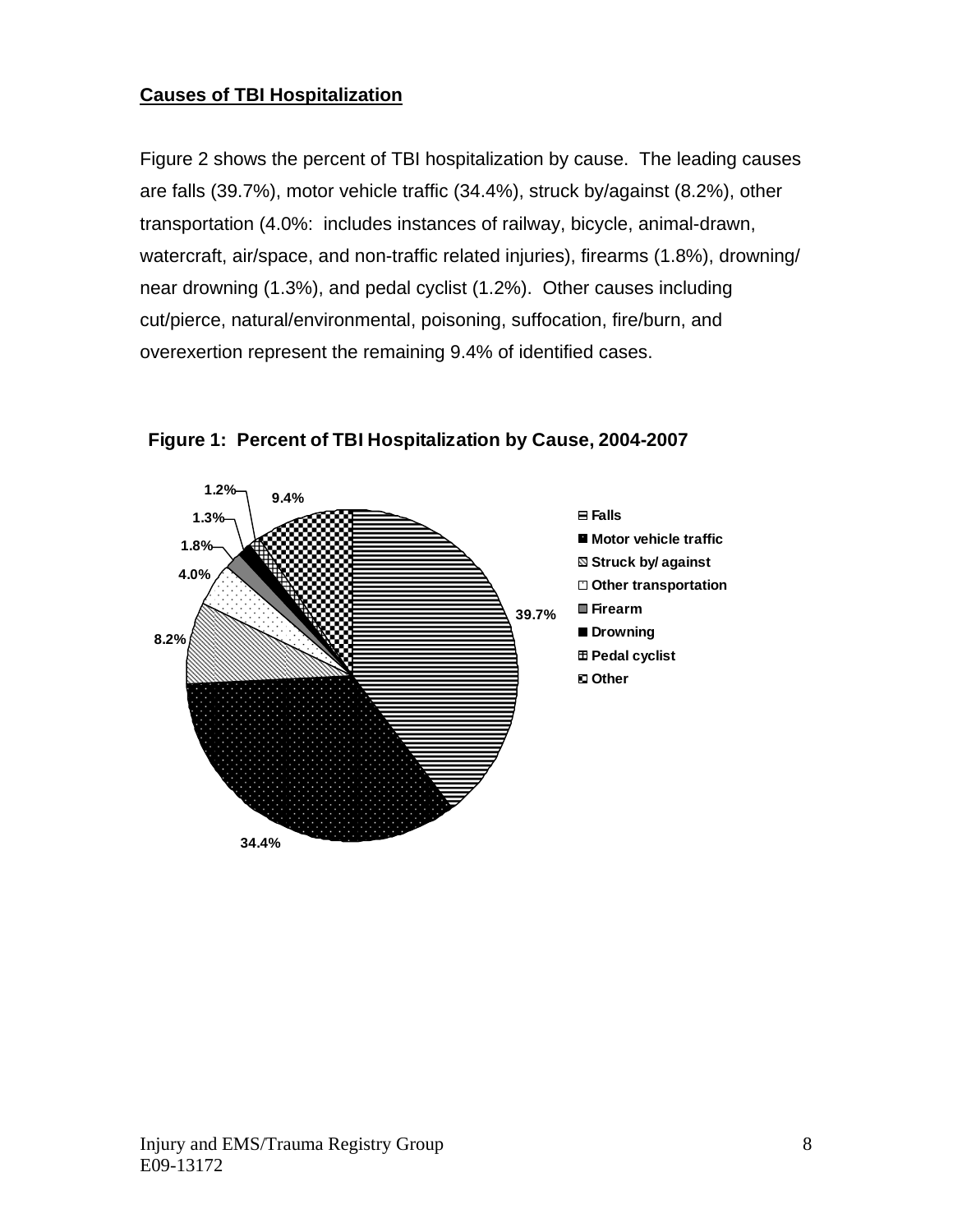## Causes of TBI Hospitalization

Figure 2 shows the percent of TBI hospitalization by cause. The leading causes are falls (39.7%), motor vehicle traffic (34.4%), struck by/against (8.2%), other transportation (4.0%: includes instances of railway, bicycle, animal-drawn, watercraft, air/space, and non-traffic related injuries), firearms (1.8%), drowning/ near drowning (1.3%), and pedal cyclist (1.2%). Other causes including cut/pierce, natural/environmental, poisoning, suffocation, fire/burn, and overexertion represent the remaining 9.4% of identified cases.

**Figure 1: Percent of TBI Hospitalization by Cause, 2004-2007**

| Cause | Percent |
|---|---|
| Falls | 39.7% |
| Motor vehicle traffic | 34.4% |
| Struck by/ against | 8.2% |
| Other transportation | 4.0% |
| Firearm | 1.8% |
| Drowning | 1.3% |
| Pedal cyclist | 1.2% |
| Other | 9.4% |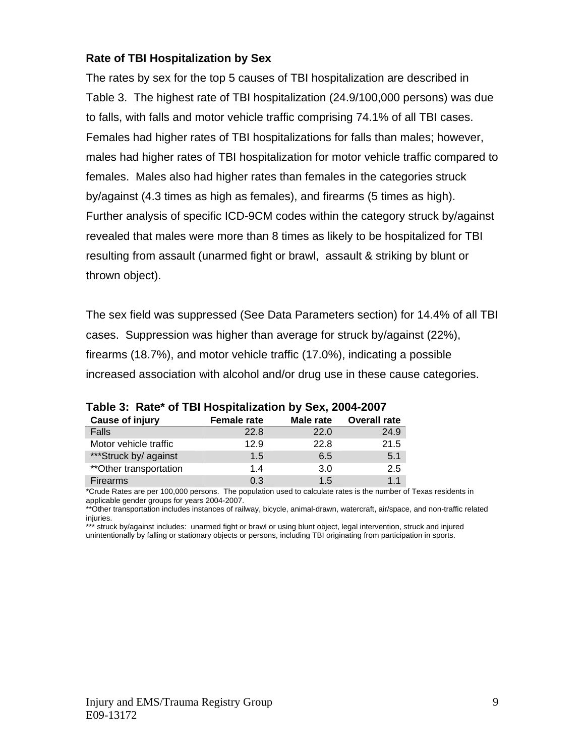### Rate of TBI Hospitalization by Sex

The rates by sex for the top 5 causes of TBI hospitalization are described in Table 3. The highest rate of TBI hospitalization (24.9/100,000 persons) was due to falls, with falls and motor vehicle traffic comprising 74.1% of all TBI cases. Females had higher rates of TBI hospitalizations for falls than males; however, males had higher rates of TBI hospitalization for motor vehicle traffic compared to females. Males also had higher rates than females in the categories struck by/against (4.3 times as high as females), and firearms (5 times as high). Further analysis of specific ICD-9CM codes within the category struck by/against revealed that males were more than 8 times as likely to be hospitalized for TBI resulting from assault (unarmed fight or brawl, assault & striking by blunt or thrown object).

The sex field was suppressed (See Data Parameters section) for 14.4% of all TBI cases. Suppression was higher than average for struck by/against (22%), firearms (18.7%), and motor vehicle traffic (17.0%), indicating a possible increased association with alcohol and/or drug use in these cause categories.

**Table 3: Rate* of TBI Hospitalization by Sex, 2004-2007**

| Cause of injury | Female rate | Male rate | Overall rate |
|---|---|---|---|
| Falls | 22.8 | 22.0 | 24.9 |
| Motor vehicle traffic | 12.9 | 22.8 | 21.5 |
| ***Struck by/ against | 1.5 | 6.5 | 5.1 |
| **Other transportation | 1.4 | 3.0 | 2.5 |
| Firearms | 0.3 | 1.5 | 1.1 |

*Crude Rates are per 100,000 persons. The population used to calculate rates is the number of Texas residents in applicable gender groups for years 2004-2007.
**Other transportation includes instances of railway, bicycle, animal-drawn, watercraft, air/space, and non-traffic related injuries.
*** struck by/against includes: unarmed fight or brawl or using blunt object, legal intervention, struck and injured unintentionally by falling or stationary objects or persons, including TBI originating from participation in sports.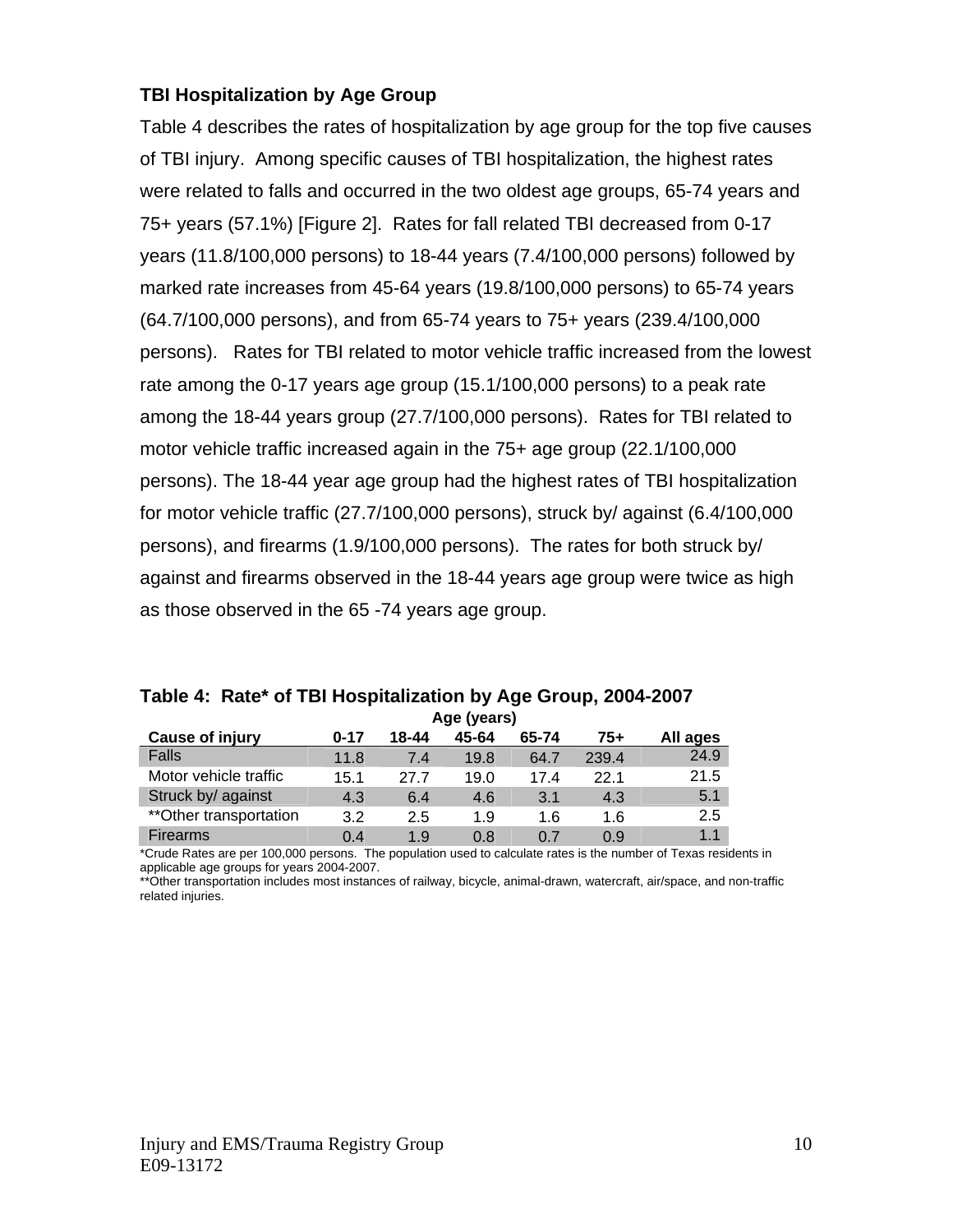### TBI Hospitalization by Age Group

Table 4 describes the rates of hospitalization by age group for the top five causes of TBI injury. Among specific causes of TBI hospitalization, the highest rates were related to falls and occurred in the two oldest age groups, 65-74 years and 75+ years (57.1%) [Figure 2]. Rates for fall related TBI decreased from 0-17 years (11.8/100,000 persons) to 18-44 years (7.4/100,000 persons) followed by marked rate increases from 45-64 years (19.8/100,000 persons) to 65-74 years (64.7/100,000 persons), and from 65-74 years to 75+ years (239.4/100,000 persons). Rates for TBI related to motor vehicle traffic increased from the lowest rate among the 0-17 years age group (15.1/100,000 persons) to a peak rate among the 18-44 years group (27.7/100,000 persons). Rates for TBI related to motor vehicle traffic increased again in the 75+ age group (22.1/100,000 persons). The 18-44 year age group had the highest rates of TBI hospitalization for motor vehicle traffic (27.7/100,000 persons), struck by/ against (6.4/100,000 persons), and firearms (1.9/100,000 persons). The rates for both struck by/ against and firearms observed in the 18-44 years age group were twice as high as those observed in the 65 -74 years age group.

**Table 4: Rate* of TBI Hospitalization by Age Group, 2004-2007**

| | Age (years) | | | | | |
|---|---|---|---|---|---|---|
| **Cause of injury** | **0-17** | **18-44** | **45-64** | **65-74** | **75+** | **All ages** |
| Falls | 11.8 | 7.4 | 19.8 | 64.7 | 239.4 | 24.9 |
| Motor vehicle traffic | 15.1 | 27.7 | 19.0 | 17.4 | 22.1 | 21.5 |
| Struck by/ against | 4.3 | 6.4 | 4.6 | 3.1 | 4.3 | 5.1 |
| **Other transportation | 3.2 | 2.5 | 1.9 | 1.6 | 1.6 | 2.5 |
| Firearms | 0.4 | 1.9 | 0.8 | 0.7 | 0.9 | 1.1 |

*Crude Rates are per 100,000 persons. The population used to calculate rates is the number of Texas residents in applicable age groups for years 2004-2007.

**Other transportation includes most instances of railway, bicycle, animal-drawn, watercraft, air/space, and non-traffic related injuries.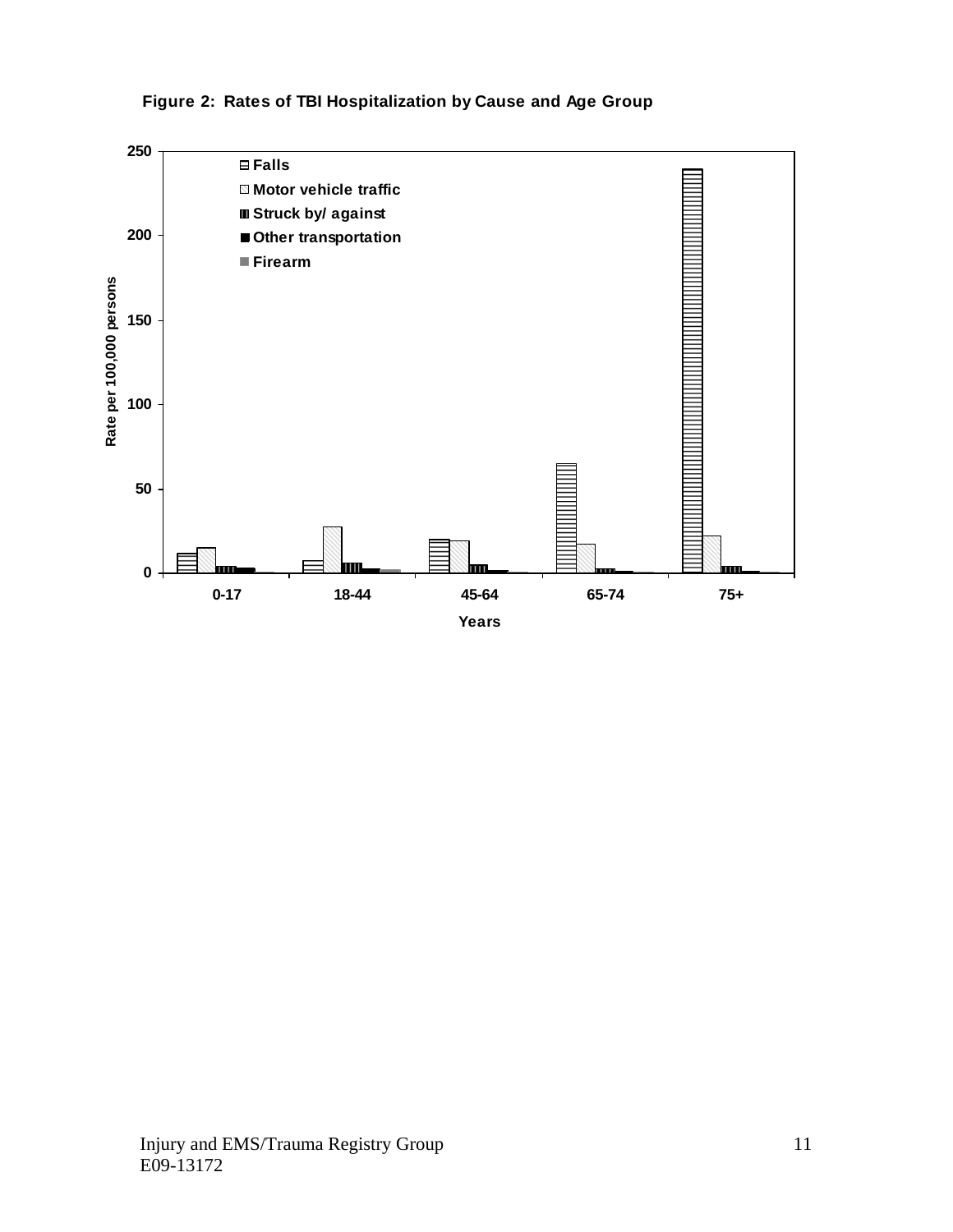**Figure 2: Rates of TBI Hospitalization by Cause and Age Group**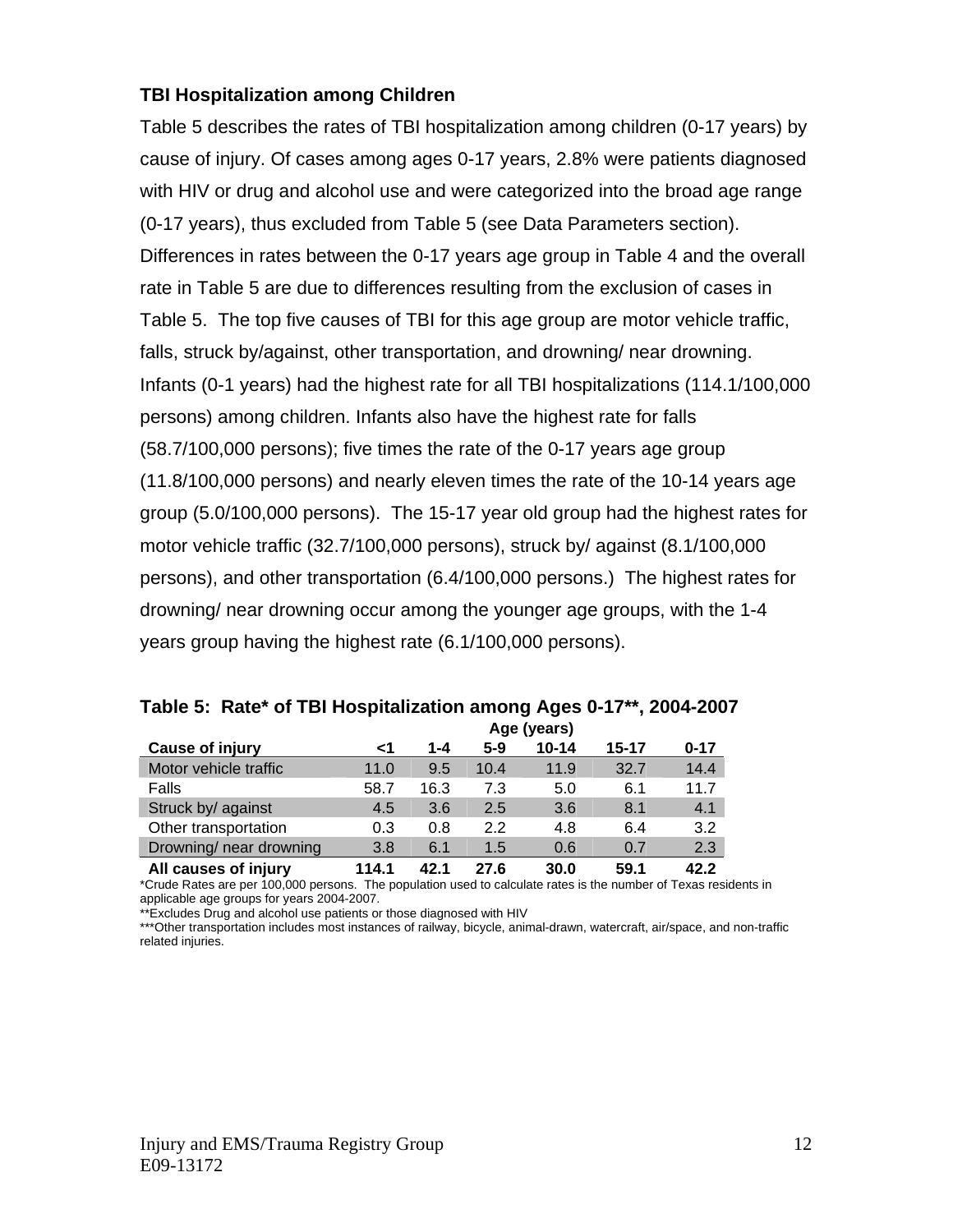### TBI Hospitalization among Children

Table 5 describes the rates of TBI hospitalization among children (0-17 years) by cause of injury. Of cases among ages 0-17 years, 2.8% were patients diagnosed with HIV or drug and alcohol use and were categorized into the broad age range (0-17 years), thus excluded from Table 5 (see Data Parameters section). Differences in rates between the 0-17 years age group in Table 4 and the overall rate in Table 5 are due to differences resulting from the exclusion of cases in Table 5. The top five causes of TBI for this age group are motor vehicle traffic, falls, struck by/against, other transportation, and drowning/ near drowning. Infants (0-1 years) had the highest rate for all TBI hospitalizations (114.1/100,000 persons) among children. Infants also have the highest rate for falls (58.7/100,000 persons); five times the rate of the 0-17 years age group (11.8/100,000 persons) and nearly eleven times the rate of the 10-14 years age group (5.0/100,000 persons). The 15-17 year old group had the highest rates for motor vehicle traffic (32.7/100,000 persons), struck by/ against (8.1/100,000 persons), and other transportation (6.4/100,000 persons.) The highest rates for drowning/ near drowning occur among the younger age groups, with the 1-4 years group having the highest rate (6.1/100,000 persons).

**Table 5: Rate* of TBI Hospitalization among Ages 0-17**, 2004-2007**

| | Age (years) | | | | | |
|---|---|---|---|---|---|---|
| **Cause of injury** | **<1** | **1-4** | **5-9** | **10-14** | **15-17** | **0-17** |
| Motor vehicle traffic | 11.0 | 9.5 | 10.4 | 11.9 | 32.7 | 14.4 |
| Falls | 58.7 | 16.3 | 7.3 | 5.0 | 6.1 | 11.7 |
| Struck by/ against | 4.5 | 3.6 | 2.5 | 3.6 | 8.1 | 4.1 |
| Other transportation | 0.3 | 0.8 | 2.2 | 4.8 | 6.4 | 3.2 |
| Drowning/ near drowning | 3.8 | 6.1 | 1.5 | 0.6 | 0.7 | 2.3 |
| **All causes of injury** | **114.1** | **42.1** | **27.6** | **30.0** | **59.1** | **42.2** |

*Crude Rates are per 100,000 persons. The population used to calculate rates is the number of Texas residents in applicable age groups for years 2004-2007.

**Excludes Drug and alcohol use patients or those diagnosed with HIV

***Other transportation includes most instances of railway, bicycle, animal-drawn, watercraft, air/space, and non-traffic related injuries.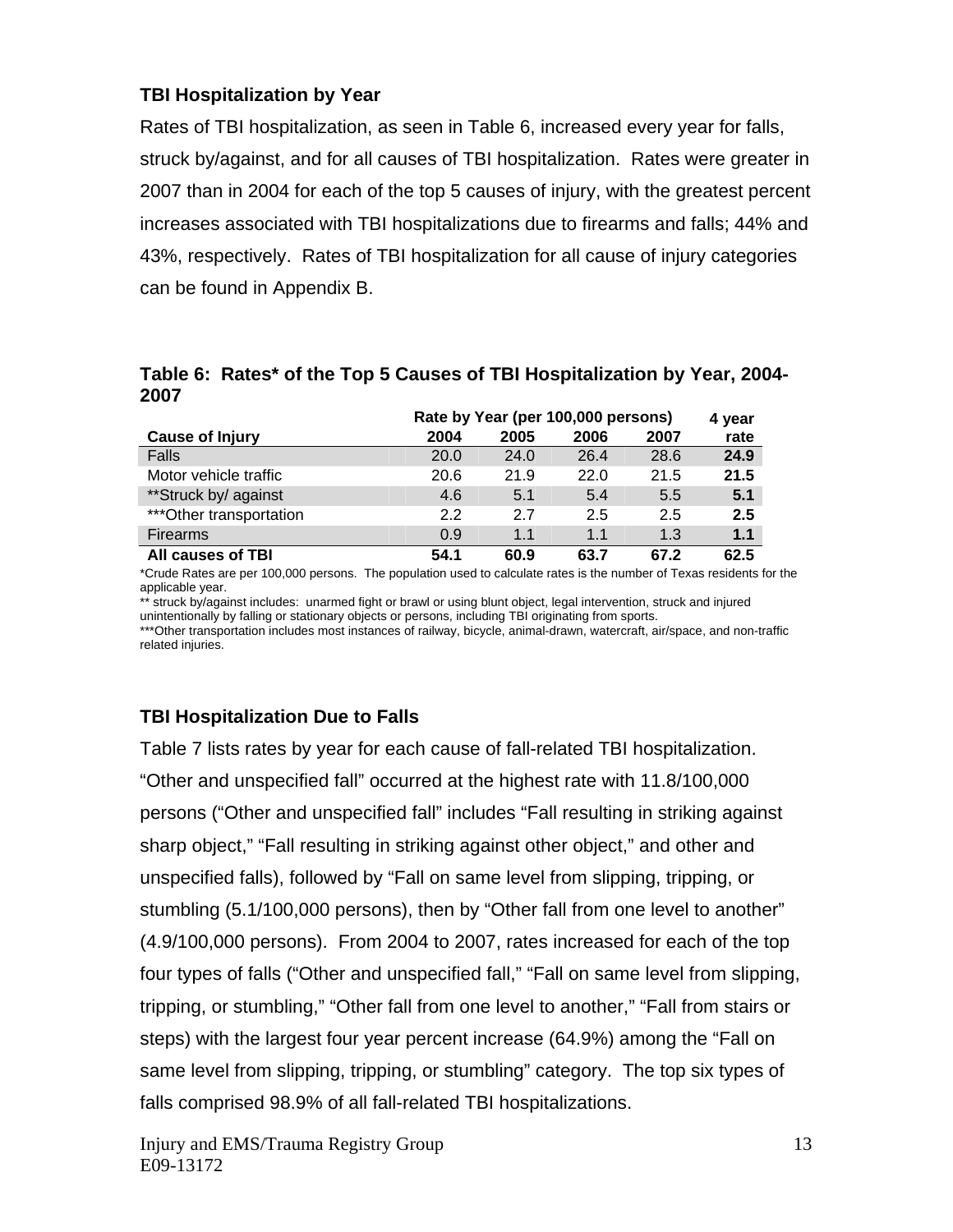### TBI Hospitalization by Year

Rates of TBI hospitalization, as seen in Table 6, increased every year for falls, struck by/against, and for all causes of TBI hospitalization. Rates were greater in 2007 than in 2004 for each of the top 5 causes of injury, with the greatest percent increases associated with TBI hospitalizations due to firearms and falls; 44% and 43%, respectively. Rates of TBI hospitalization for all cause of injury categories can be found in Appendix B.

**Table 6: Rates* of the Top 5 Causes of TBI Hospitalization by Year, 2004-2007**

| | Rate by Year (per 100,000 persons) | | | | 4 year |
|---|---|---|---|---|---|
| **Cause of Injury** | **2004** | **2005** | **2006** | **2007** | **rate** |
| Falls | 20.0 | 24.0 | 26.4 | 28.6 | **24.9** |
| Motor vehicle traffic | 20.6 | 21.9 | 22.0 | 21.5 | **21.5** |
| **Struck by/ against | 4.6 | 5.1 | 5.4 | 5.5 | **5.1** |
| ***Other transportation | 2.2 | 2.7 | 2.5 | 2.5 | **2.5** |
| Firearms | 0.9 | 1.1 | 1.1 | 1.3 | **1.1** |
| **All causes of TBI** | **54.1** | **60.9** | **63.7** | **67.2** | **62.5** |

*Crude Rates are per 100,000 persons. The population used to calculate rates is the number of Texas residents for the applicable year.
** struck by/against includes: unarmed fight or brawl or using blunt object, legal intervention, struck and injured unintentionally by falling or stationary objects or persons, including TBI originating from sports.
***Other transportation includes most instances of railway, bicycle, animal-drawn, watercraft, air/space, and non-traffic related injuries.

### TBI Hospitalization Due to Falls

Table 7 lists rates by year for each cause of fall-related TBI hospitalization. "Other and unspecified fall" occurred at the highest rate with 11.8/100,000 persons ("Other and unspecified fall" includes "Fall resulting in striking against sharp object," "Fall resulting in striking against other object," and other and unspecified falls), followed by "Fall on same level from slipping, tripping, or stumbling (5.1/100,000 persons), then by "Other fall from one level to another" (4.9/100,000 persons). From 2004 to 2007, rates increased for each of the top four types of falls ("Other and unspecified fall," "Fall on same level from slipping, tripping, or stumbling," "Other fall from one level to another," "Fall from stairs or steps) with the largest four year percent increase (64.9%) among the "Fall on same level from slipping, tripping, or stumbling" category. The top six types of falls comprised 98.9% of all fall-related TBI hospitalizations.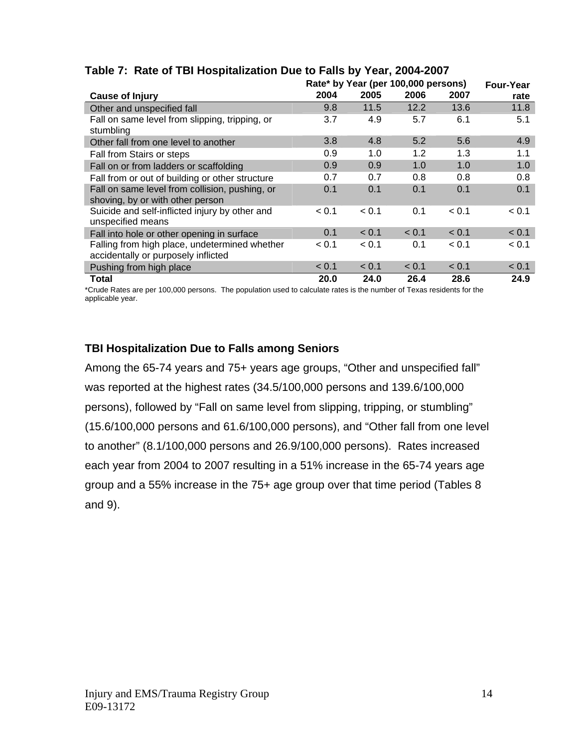**Table 7: Rate of TBI Hospitalization Due to Falls by Year, 2004-2007**

| Cause of Injury | Rate* by Year (per 100,000 persons) 2004 | 2005 | 2006 | 2007 | Four-Year rate |
|---|---|---|---|---|---|
| Other and unspecified fall | 9.8 | 11.5 | 12.2 | 13.6 | 11.8 |
| Fall on same level from slipping, tripping, or stumbling | 3.7 | 4.9 | 5.7 | 6.1 | 5.1 |
| Other fall from one level to another | 3.8 | 4.8 | 5.2 | 5.6 | 4.9 |
| Fall from Stairs or steps | 0.9 | 1.0 | 1.2 | 1.3 | 1.1 |
| Fall on or from ladders or scaffolding | 0.9 | 0.9 | 1.0 | 1.0 | 1.0 |
| Fall from or out of building or other structure | 0.7 | 0.7 | 0.8 | 0.8 | 0.8 |
| Fall on same level from collision, pushing, or shoving, by or with other person | 0.1 | 0.1 | 0.1 | 0.1 | 0.1 |
| Suicide and self-inflicted injury by other and unspecified means | < 0.1 | < 0.1 | 0.1 | < 0.1 | < 0.1 |
| Fall into hole or other opening in surface | 0.1 | < 0.1 | < 0.1 | < 0.1 | < 0.1 |
| Falling from high place, undetermined whether accidentally or purposely inflicted | < 0.1 | < 0.1 | 0.1 | < 0.1 | < 0.1 |
| Pushing from high place | < 0.1 | < 0.1 | < 0.1 | < 0.1 | < 0.1 |
| **Total** | **20.0** | **24.0** | **26.4** | **28.6** | **24.9** |

*Crude Rates are per 100,000 persons. The population used to calculate rates is the number of Texas residents for the applicable year.

### TBI Hospitalization Due to Falls among Seniors

Among the 65-74 years and 75+ years age groups, “Other and unspecified fall” was reported at the highest rates (34.5/100,000 persons and 139.6/100,000 persons), followed by “Fall on same level from slipping, tripping, or stumbling” (15.6/100,000 persons and 61.6/100,000 persons), and “Other fall from one level to another” (8.1/100,000 persons and 26.9/100,000 persons). Rates increased each year from 2004 to 2007 resulting in a 51% increase in the 65-74 years age group and a 55% increase in the 75+ age group over that time period (Tables 8 and 9).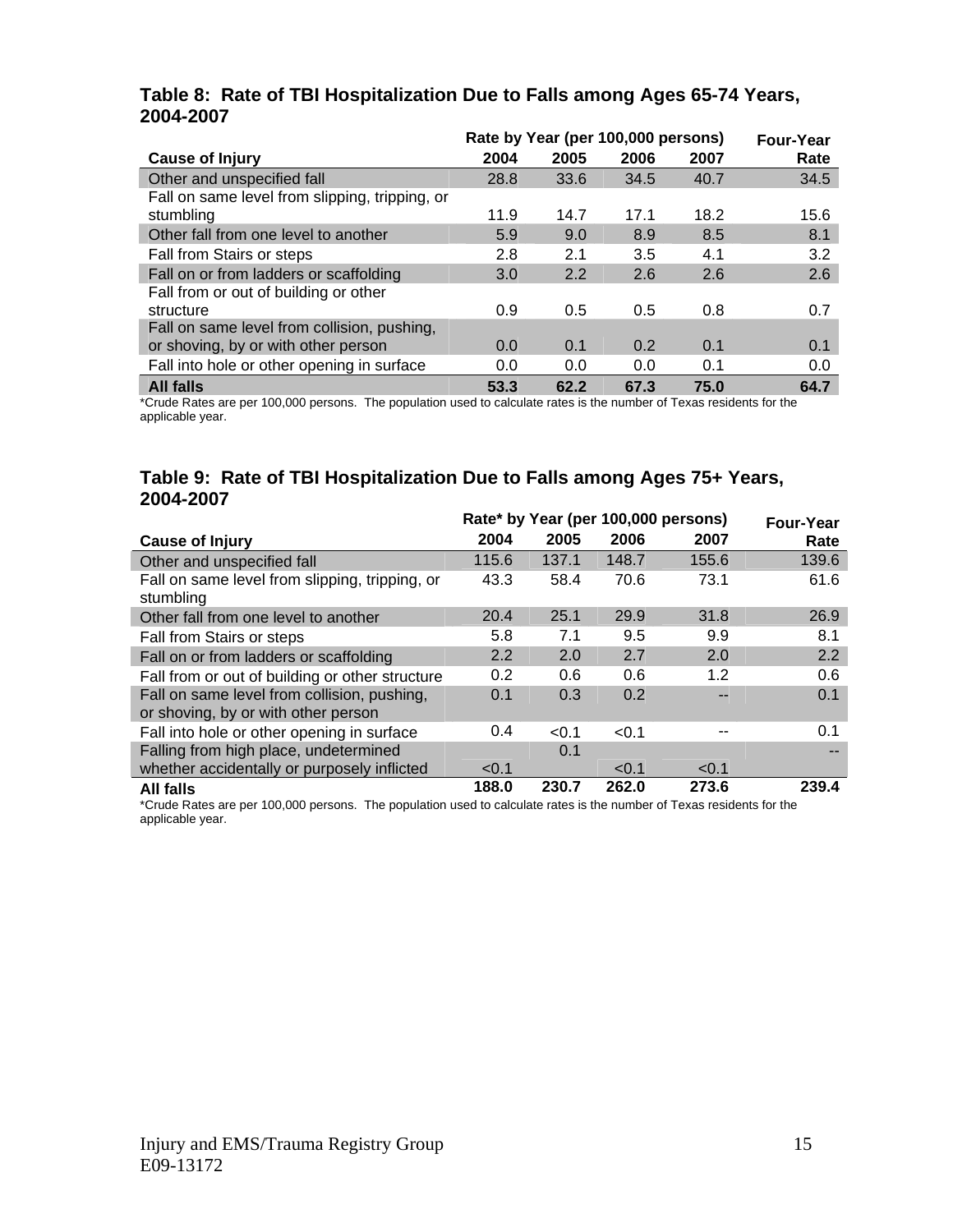### Table 8: Rate of TBI Hospitalization Due to Falls among Ages 65-74 Years, 2004-2007

| Cause of Injury | Rate by Year (per 100,000 persons) 2004 | 2005 | 2006 | 2007 | Four-Year Rate |
|---|---|---|---|---|---|
| Other and unspecified fall | 28.8 | 33.6 | 34.5 | 40.7 | 34.5 |
| Fall on same level from slipping, tripping, or stumbling | 11.9 | 14.7 | 17.1 | 18.2 | 15.6 |
| Other fall from one level to another | 5.9 | 9.0 | 8.9 | 8.5 | 8.1 |
| Fall from Stairs or steps | 2.8 | 2.1 | 3.5 | 4.1 | 3.2 |
| Fall on or from ladders or scaffolding | 3.0 | 2.2 | 2.6 | 2.6 | 2.6 |
| Fall from or out of building or other structure | 0.9 | 0.5 | 0.5 | 0.8 | 0.7 |
| Fall on same level from collision, pushing, or shoving, by or with other person | 0.0 | 0.1 | 0.2 | 0.1 | 0.1 |
| Fall into hole or other opening in surface | 0.0 | 0.0 | 0.0 | 0.1 | 0.0 |
| **All falls** | **53.3** | **62.2** | **67.3** | **75.0** | **64.7** |

*Crude Rates are per 100,000 persons. The population used to calculate rates is the number of Texas residents for the applicable year.

### Table 9: Rate of TBI Hospitalization Due to Falls among Ages 75+ Years, 2004-2007

| Cause of Injury | Rate* by Year (per 100,000 persons) 2004 | 2005 | 2006 | 2007 | Four-Year Rate |
|---|---|---|---|---|---|
| Other and unspecified fall | 115.6 | 137.1 | 148.7 | 155.6 | 139.6 |
| Fall on same level from slipping, tripping, or stumbling | 43.3 | 58.4 | 70.6 | 73.1 | 61.6 |
| Other fall from one level to another | 20.4 | 25.1 | 29.9 | 31.8 | 26.9 |
| Fall from Stairs or steps | 5.8 | 7.1 | 9.5 | 9.9 | 8.1 |
| Fall on or from ladders or scaffolding | 2.2 | 2.0 | 2.7 | 2.0 | 2.2 |
| Fall from or out of building or other structure | 0.2 | 0.6 | 0.6 | 1.2 | 0.6 |
| Fall on same level from collision, pushing, or shoving, by or with other person | 0.1 | 0.3 | 0.2 | -- | 0.1 |
| Fall into hole or other opening in surface | 0.4 | <0.1 | <0.1 | -- | 0.1 |
| Falling from high place, undetermined whether accidentally or purposely inflicted | <0.1 | 0.1 | <0.1 | <0.1 | -- |
| **All falls** | **188.0** | **230.7** | **262.0** | **273.6** | **239.4** |

*Crude Rates are per 100,000 persons. The population used to calculate rates is the number of Texas residents for the applicable year.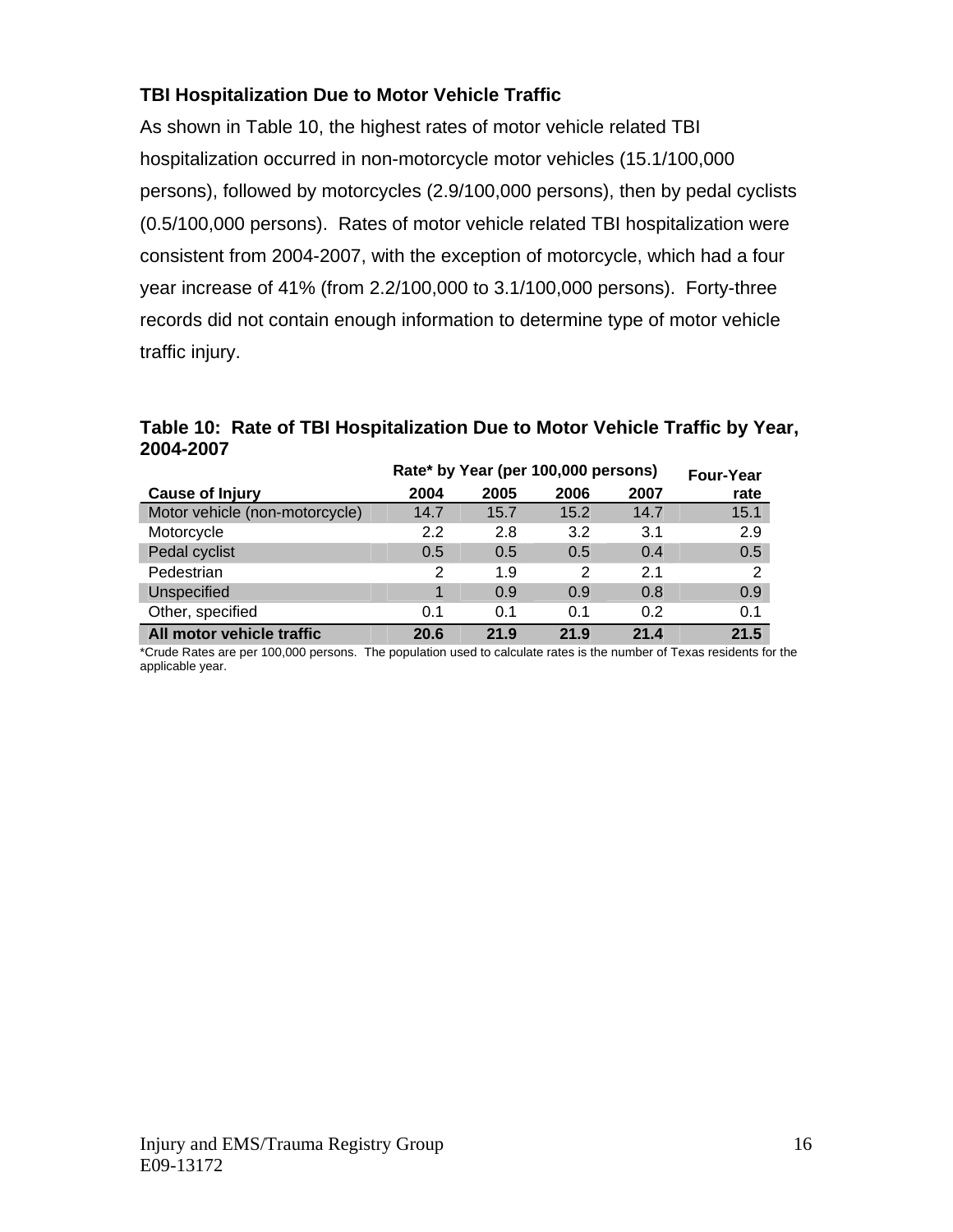### TBI Hospitalization Due to Motor Vehicle Traffic

As shown in Table 10, the highest rates of motor vehicle related TBI hospitalization occurred in non-motorcycle motor vehicles (15.1/100,000 persons), followed by motorcycles (2.9/100,000 persons), then by pedal cyclists (0.5/100,000 persons). Rates of motor vehicle related TBI hospitalization were consistent from 2004-2007, with the exception of motorcycle, which had a four year increase of 41% (from 2.2/100,000 to 3.1/100,000 persons). Forty-three records did not contain enough information to determine type of motor vehicle traffic injury.

**Table 10: Rate of TBI Hospitalization Due to Motor Vehicle Traffic by Year, 2004-2007**

| | Rate* by Year (per 100,000 persons) | | | | Four-Year |
|---|---|---|---|---|---|
| **Cause of Injury** | **2004** | **2005** | **2006** | **2007** | **rate** |
| Motor vehicle (non-motorcycle) | 14.7 | 15.7 | 15.2 | 14.7 | 15.1 |
| Motorcycle | 2.2 | 2.8 | 3.2 | 3.1 | 2.9 |
| Pedal cyclist | 0.5 | 0.5 | 0.5 | 0.4 | 0.5 |
| Pedestrian | 2 | 1.9 | 2 | 2.1 | 2 |
| Unspecified | 1 | 0.9 | 0.9 | 0.8 | 0.9 |
| Other, specified | 0.1 | 0.1 | 0.1 | 0.2 | 0.1 |
| **All motor vehicle traffic** | **20.6** | **21.9** | **21.9** | **21.4** | **21.5** |

*Crude Rates are per 100,000 persons. The population used to calculate rates is the number of Texas residents for the applicable year.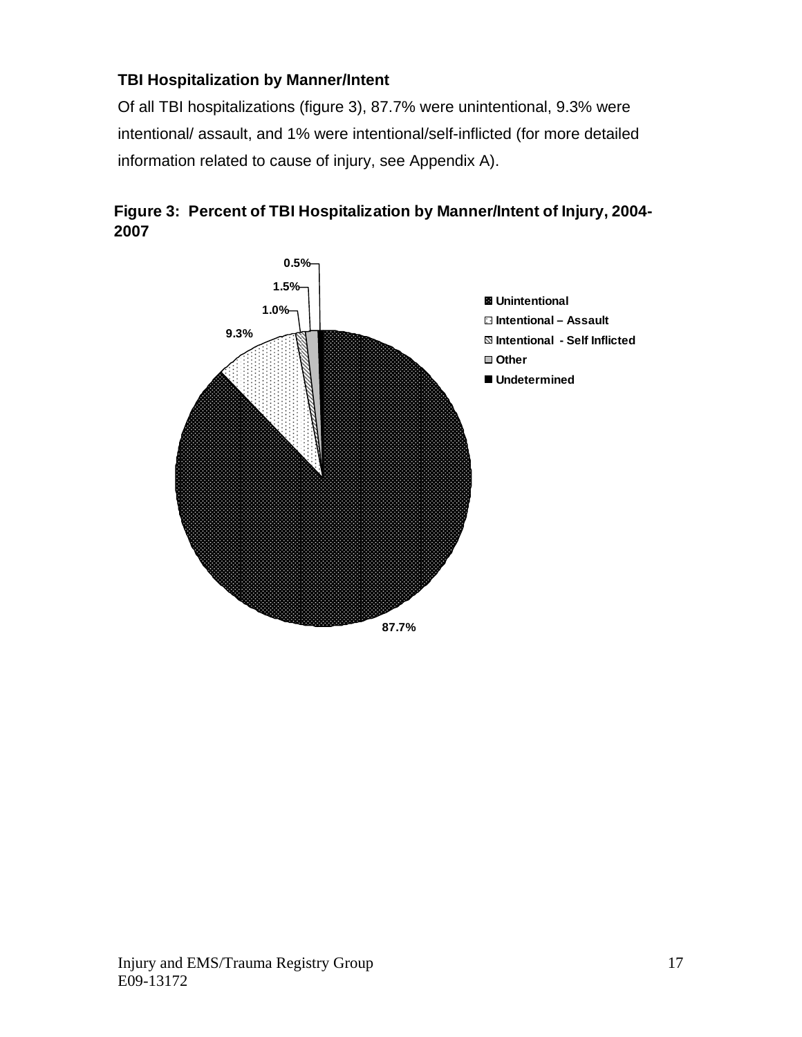### TBI Hospitalization by Manner/Intent

Of all TBI hospitalizations (figure 3), 87.7% were unintentional, 9.3% were intentional/ assault, and 1% were intentional/self-inflicted (for more detailed information related to cause of injury, see Appendix A).

**Figure 3: Percent of TBI Hospitalization by Manner/Intent of Injury, 2004-2007**

| Manner/Intent | Percent |
|---|---|
| Unintentional | 87.7% |
| Intentional – Assault | 9.3% |
| Intentional - Self Inflicted | 1.0% |
| Other | 1.5% |
| Undetermined | 0.5% |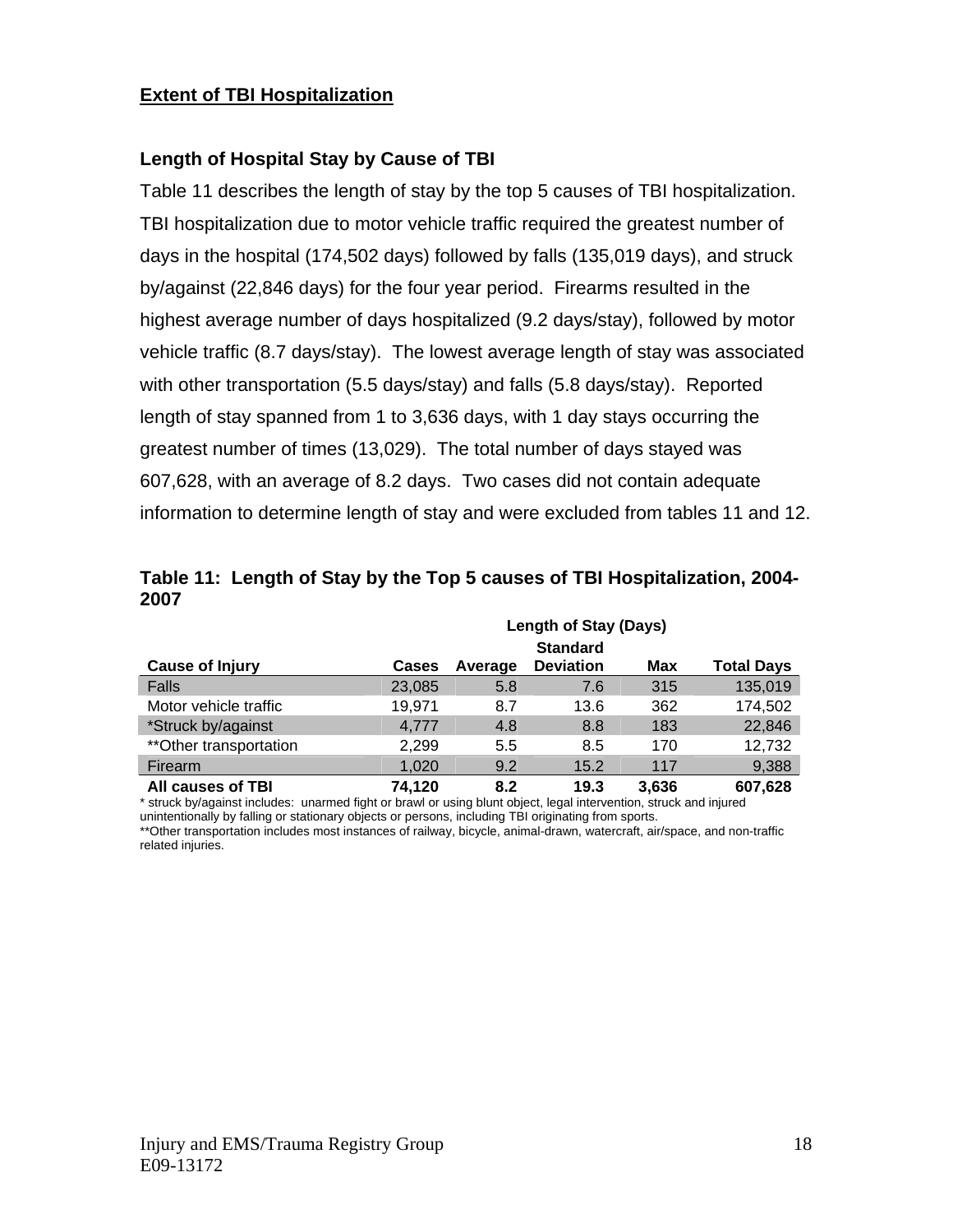## Extent of TBI Hospitalization

### Length of Hospital Stay by Cause of TBI

Table 11 describes the length of stay by the top 5 causes of TBI hospitalization. TBI hospitalization due to motor vehicle traffic required the greatest number of days in the hospital (174,502 days) followed by falls (135,019 days), and struck by/against (22,846 days) for the four year period. Firearms resulted in the highest average number of days hospitalized (9.2 days/stay), followed by motor vehicle traffic (8.7 days/stay). The lowest average length of stay was associated with other transportation (5.5 days/stay) and falls (5.8 days/stay). Reported length of stay spanned from 1 to 3,636 days, with 1 day stays occurring the greatest number of times (13,029). The total number of days stayed was 607,628, with an average of 8.2 days. Two cases did not contain adequate information to determine length of stay and were excluded from tables 11 and 12.

**Table 11: Length of Stay by the Top 5 causes of TBI Hospitalization, 2004-2007**

| | | Length of Stay (Days) | | | |
|---|---|---|---|---|---|
| **Cause of Injury** | **Cases** | **Average** | **Standard Deviation** | **Max** | **Total Days** |
| Falls | 23,085 | 5.8 | 7.6 | 315 | 135,019 |
| Motor vehicle traffic | 19,971 | 8.7 | 13.6 | 362 | 174,502 |
| *Struck by/against | 4,777 | 4.8 | 8.8 | 183 | 22,846 |
| **Other transportation | 2,299 | 5.5 | 8.5 | 170 | 12,732 |
| Firearm | 1,020 | 9.2 | 15.2 | 117 | 9,388 |
| **All causes of TBI** | **74,120** | **8.2** | **19.3** | **3,636** | **607,628** |

* struck by/against includes: unarmed fight or brawl or using blunt object, legal intervention, struck and injured unintentionally by falling or stationary objects or persons, including TBI originating from sports.

**Other transportation includes most instances of railway, bicycle, animal-drawn, watercraft, air/space, and non-traffic related injuries.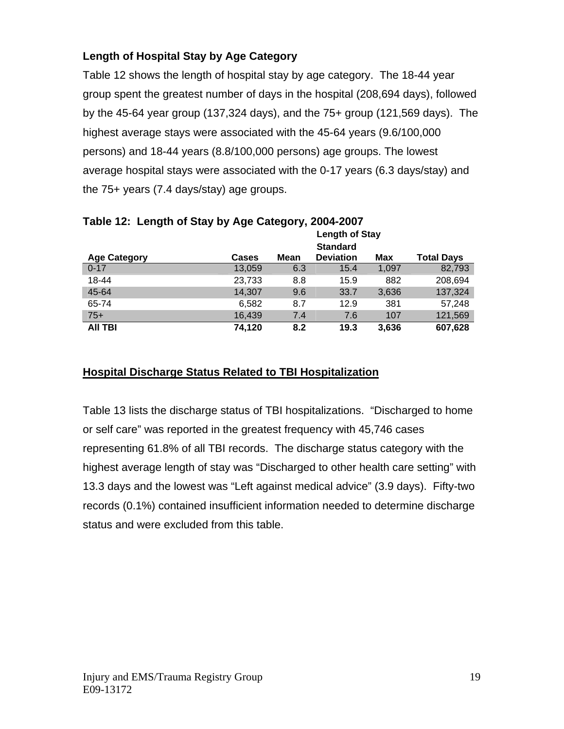### Length of Hospital Stay by Age Category

Table 12 shows the length of hospital stay by age category. The 18-44 year group spent the greatest number of days in the hospital (208,694 days), followed by the 45-64 year group (137,324 days), and the 75+ group (121,569 days). The highest average stays were associated with the 45-64 years (9.6/100,000 persons) and 18-44 years (8.8/100,000 persons) age groups. The lowest average hospital stays were associated with the 0-17 years (6.3 days/stay) and the 75+ years (7.4 days/stay) age groups.

**Table 12: Length of Stay by Age Category, 2004-2007**

| | | Length of Stay | | | |
|---|---|---|---|---|---|
| **Age Category** | **Cases** | **Mean** | **Standard Deviation** | **Max** | **Total Days** |
| 0-17 | 13,059 | 6.3 | 15.4 | 1,097 | 82,793 |
| 18-44 | 23,733 | 8.8 | 15.9 | 882 | 208,694 |
| 45-64 | 14,307 | 9.6 | 33.7 | 3,636 | 137,324 |
| 65-74 | 6,582 | 8.7 | 12.9 | 381 | 57,248 |
| 75+ | 16,439 | 7.4 | 7.6 | 107 | 121,569 |
| **All TBI** | **74,120** | **8.2** | **19.3** | **3,636** | **607,628** |

### Hospital Discharge Status Related to TBI Hospitalization

Table 13 lists the discharge status of TBI hospitalizations. "Discharged to home or self care" was reported in the greatest frequency with 45,746 cases representing 61.8% of all TBI records. The discharge status category with the highest average length of stay was "Discharged to other health care setting" with 13.3 days and the lowest was "Left against medical advice" (3.9 days). Fifty-two records (0.1%) contained insufficient information needed to determine discharge status and were excluded from this table.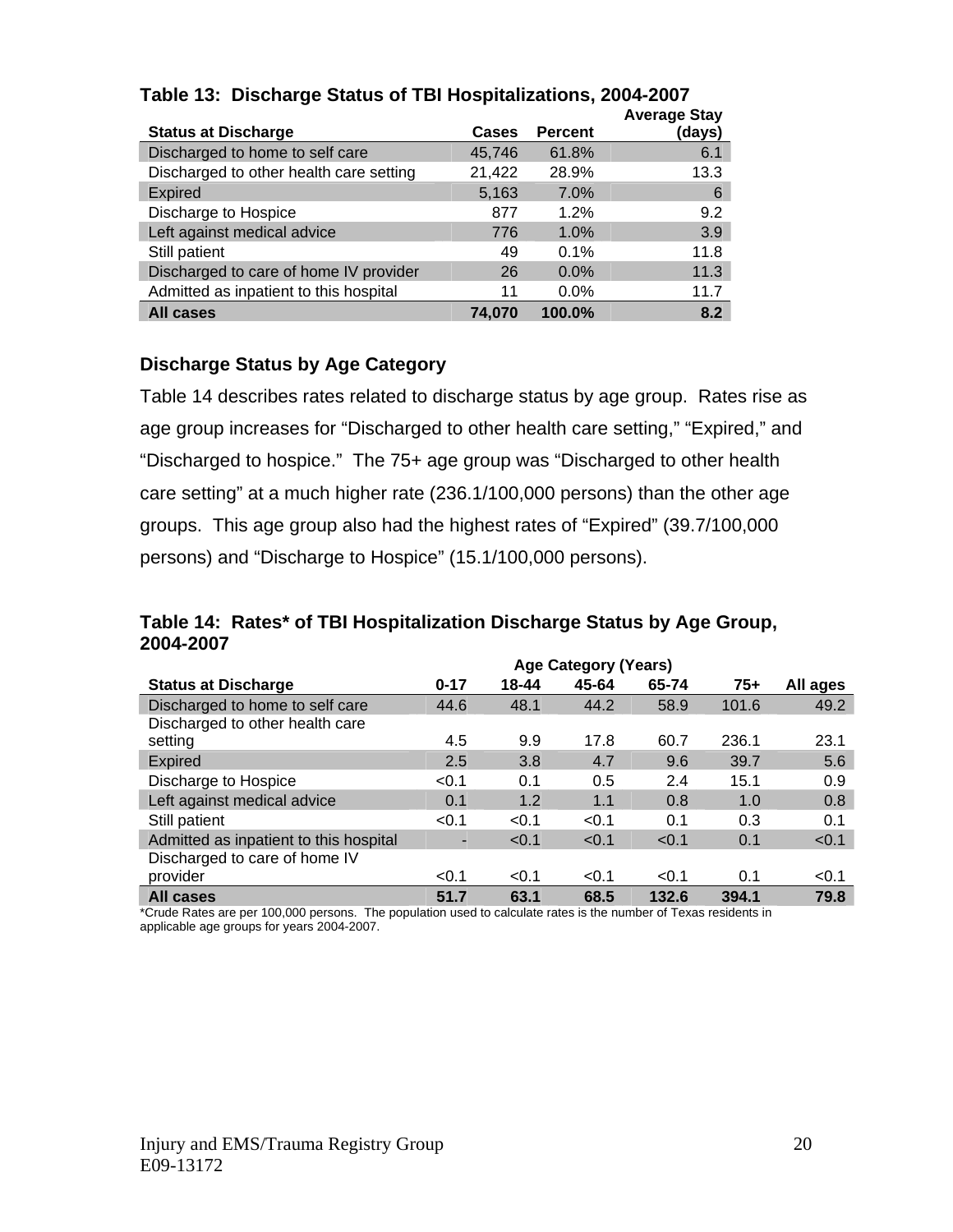### Table 13: Discharge Status of TBI Hospitalizations, 2004-2007

| Status at Discharge | Cases | Percent | Average Stay (days) |
|---|---|---|---|
| Discharged to home to self care | 45,746 | 61.8% | 6.1 |
| Discharged to other health care setting | 21,422 | 28.9% | 13.3 |
| Expired | 5,163 | 7.0% | 6 |
| Discharge to Hospice | 877 | 1.2% | 9.2 |
| Left against medical advice | 776 | 1.0% | 3.9 |
| Still patient | 49 | 0.1% | 11.8 |
| Discharged to care of home IV provider | 26 | 0.0% | 11.3 |
| Admitted as inpatient to this hospital | 11 | 0.0% | 11.7 |
| **All cases** | **74,070** | **100.0%** | **8.2** |

### Discharge Status by Age Category

Table 14 describes rates related to discharge status by age group. Rates rise as age group increases for “Discharged to other health care setting,” “Expired,” and “Discharged to hospice.” The 75+ age group was “Discharged to other health care setting” at a much higher rate (236.1/100,000 persons) than the other age groups. This age group also had the highest rates of “Expired” (39.7/100,000 persons) and “Discharge to Hospice” (15.1/100,000 persons).

### Table 14: Rates* of TBI Hospitalization Discharge Status by Age Group, 2004-2007

| | Age Category (Years) | | | | | |
|---|---|---|---|---|---|---|
| **Status at Discharge** | **0-17** | **18-44** | **45-64** | **65-74** | **75+** | **All ages** |
| Discharged to home to self care | 44.6 | 48.1 | 44.2 | 58.9 | 101.6 | 49.2 |
| Discharged to other health care setting | 4.5 | 9.9 | 17.8 | 60.7 | 236.1 | 23.1 |
| Expired | 2.5 | 3.8 | 4.7 | 9.6 | 39.7 | 5.6 |
| Discharge to Hospice | <0.1 | 0.1 | 0.5 | 2.4 | 15.1 | 0.9 |
| Left against medical advice | 0.1 | 1.2 | 1.1 | 0.8 | 1.0 | 0.8 |
| Still patient | <0.1 | <0.1 | <0.1 | 0.1 | 0.3 | 0.1 |
| Admitted as inpatient to this hospital | - | <0.1 | <0.1 | <0.1 | 0.1 | <0.1 |
| Discharged to care of home IV provider | <0.1 | <0.1 | <0.1 | <0.1 | 0.1 | <0.1 |
| **All cases** | **51.7** | **63.1** | **68.5** | **132.6** | **394.1** | **79.8** |

*Crude Rates are per 100,000 persons. The population used to calculate rates is the number of Texas residents in applicable age groups for years 2004-2007.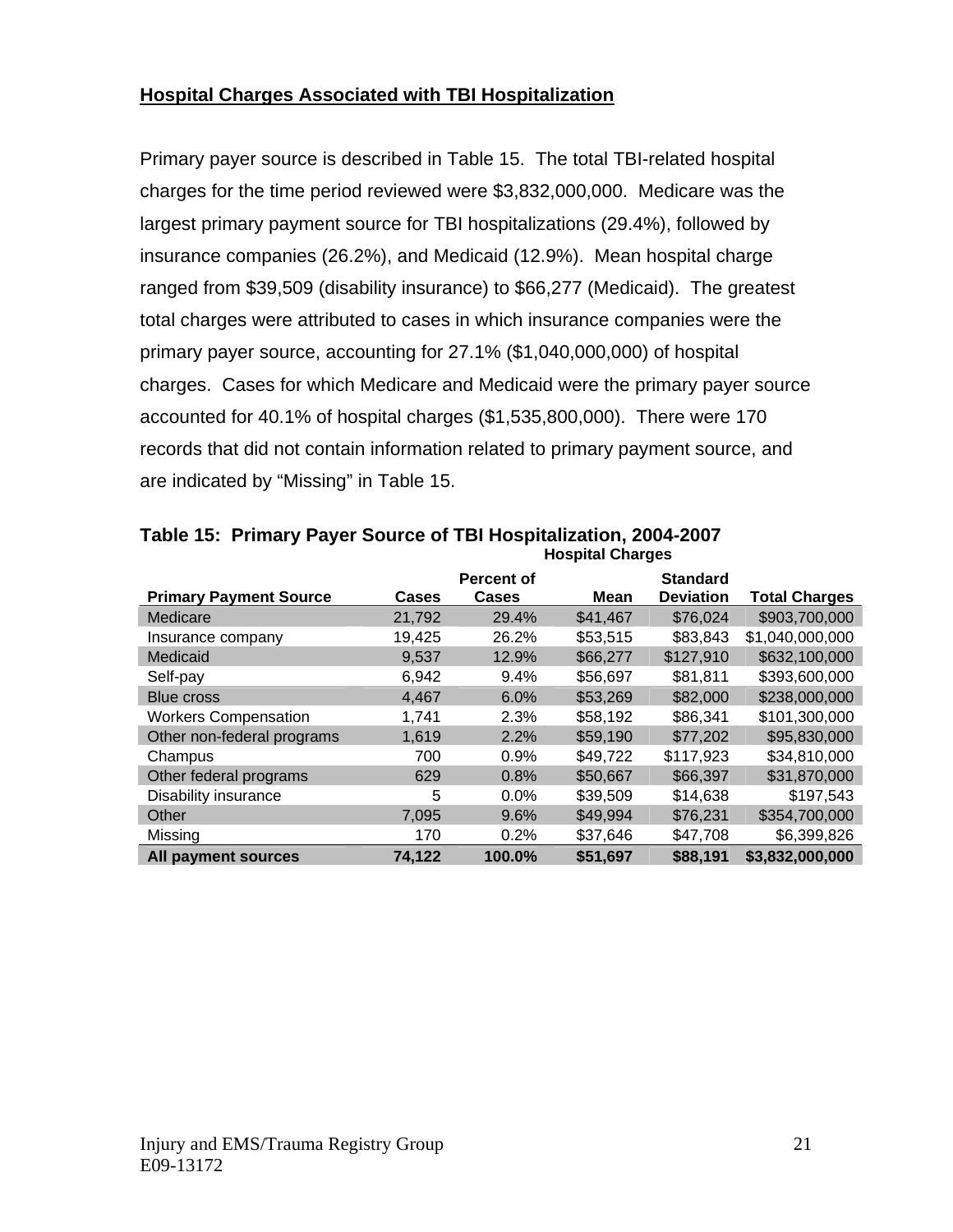## Hospital Charges Associated with TBI Hospitalization

Primary payer source is described in Table 15. The total TBI-related hospital charges for the time period reviewed were $3,832,000,000. Medicare was the largest primary payment source for TBI hospitalizations (29.4%), followed by insurance companies (26.2%), and Medicaid (12.9%). Mean hospital charge ranged from $39,509 (disability insurance) to $66,277 (Medicaid). The greatest total charges were attributed to cases in which insurance companies were the primary payer source, accounting for 27.1% ($1,040,000,000) of hospital charges. Cases for which Medicare and Medicaid were the primary payer source accounted for 40.1% of hospital charges ($1,535,800,000). There were 170 records that did not contain information related to primary payment source, and are indicated by "Missing" in Table 15.

**Table 15: Primary Payer Source of TBI Hospitalization, 2004-2007**

| | | | Hospital Charges | | |
|---|---|---|---|---|---|
| **Primary Payment Source** | **Cases** | **Percent of Cases** | **Mean** | **Standard Deviation** | **Total Charges** |
| Medicare | 21,792 | 29.4% | $41,467 | $76,024 | $903,700,000 |
| Insurance company | 19,425 | 26.2% | $53,515 | $83,843 | $1,040,000,000 |
| Medicaid | 9,537 | 12.9% | $66,277 | $127,910 | $632,100,000 |
| Self-pay | 6,942 | 9.4% | $56,697 | $81,811 | $393,600,000 |
| Blue cross | 4,467 | 6.0% | $53,269 | $82,000 | $238,000,000 |
| Workers Compensation | 1,741 | 2.3% | $58,192 | $86,341 | $101,300,000 |
| Other non-federal programs | 1,619 | 2.2% | $59,190 | $77,202 | $95,830,000 |
| Champus | 700 | 0.9% | $49,722 | $117,923 | $34,810,000 |
| Other federal programs | 629 | 0.8% | $50,667 | $66,397 | $31,870,000 |
| Disability insurance | 5 | 0.0% | $39,509 | $14,638 | $197,543 |
| Other | 7,095 | 9.6% | $49,994 | $76,231 | $354,700,000 |
| Missing | 170 | 0.2% | $37,646 | $47,708 | $6,399,826 |
| **All payment sources** | **74,122** | **100.0%** | **$51,697** | **$88,191** | **$3,832,000,000** |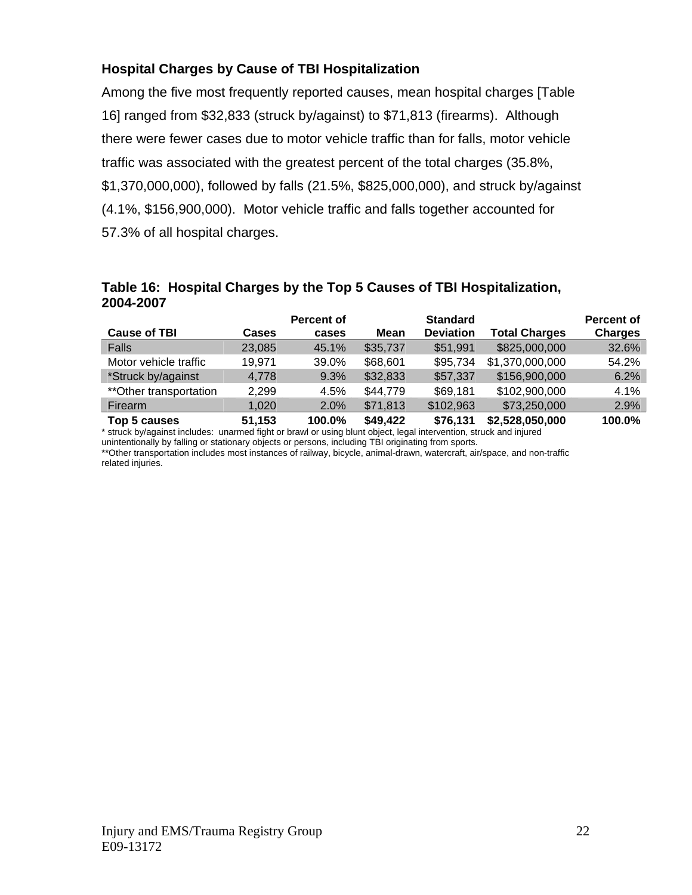### Hospital Charges by Cause of TBI Hospitalization

Among the five most frequently reported causes, mean hospital charges [Table 16] ranged from $32,833 (struck by/against) to $71,813 (firearms). Although there were fewer cases due to motor vehicle traffic than for falls, motor vehicle traffic was associated with the greatest percent of the total charges (35.8%, $1,370,000,000), followed by falls (21.5%, $825,000,000), and struck by/against (4.1%, $156,900,000). Motor vehicle traffic and falls together accounted for 57.3% of all hospital charges.

**Table 16: Hospital Charges by the Top 5 Causes of TBI Hospitalization, 2004-2007**

| Cause of TBI | Cases | Percent of cases | Mean | Standard Deviation | Total Charges | Percent of Charges |
|---|---|---|---|---|---|---|
| Falls | 23,085 | 45.1% | $35,737 | $51,991 | $825,000,000 | 32.6% |
| Motor vehicle traffic | 19,971 | 39.0% | $68,601 | $95,734 | $1,370,000,000 | 54.2% |
| *Struck by/against | 4,778 | 9.3% | $32,833 | $57,337 | $156,900,000 | 6.2% |
| **Other transportation | 2,299 | 4.5% | $44,779 | $69,181 | $102,900,000 | 4.1% |
| Firearm | 1,020 | 2.0% | $71,813 | $102,963 | $73,250,000 | 2.9% |
| **Top 5 causes** | **51,153** | **100.0%** | **$49,422** | **$76,131** | **$2,528,050,000** | **100.0%** |

* struck by/against includes: unarmed fight or brawl or using blunt object, legal intervention, struck and injured unintentionally by falling or stationary objects or persons, including TBI originating from sports.

**Other transportation includes most instances of railway, bicycle, animal-drawn, watercraft, air/space, and non-traffic related injuries.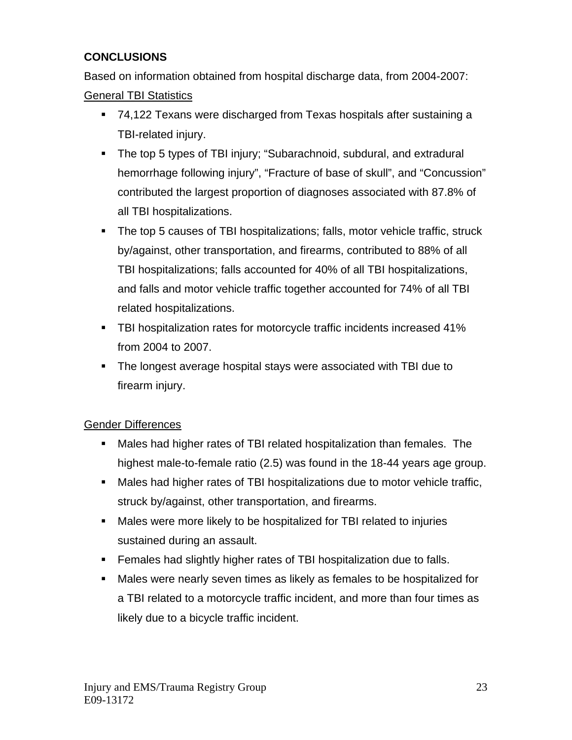**CONCLUSIONS**

Based on information obtained from hospital discharge data, from 2004-2007:

General TBI Statistics

- 74,122 Texans were discharged from Texas hospitals after sustaining a TBI-related injury.
- The top 5 types of TBI injury; “Subarachnoid, subdural, and extradural hemorrhage following injury”, “Fracture of base of skull”, and “Concussion” contributed the largest proportion of diagnoses associated with 87.8% of all TBI hospitalizations.
- The top 5 causes of TBI hospitalizations; falls, motor vehicle traffic, struck by/against, other transportation, and firearms, contributed to 88% of all TBI hospitalizations; falls accounted for 40% of all TBI hospitalizations, and falls and motor vehicle traffic together accounted for 74% of all TBI related hospitalizations.
- TBI hospitalization rates for motorcycle traffic incidents increased 41% from 2004 to 2007.
- The longest average hospital stays were associated with TBI due to firearm injury.

Gender Differences

- Males had higher rates of TBI related hospitalization than females. The highest male-to-female ratio (2.5) was found in the 18-44 years age group.
- Males had higher rates of TBI hospitalizations due to motor vehicle traffic, struck by/against, other transportation, and firearms.
- Males were more likely to be hospitalized for TBI related to injuries sustained during an assault.
- Females had slightly higher rates of TBI hospitalization due to falls.
- Males were nearly seven times as likely as females to be hospitalized for a TBI related to a motorcycle traffic incident, and more than four times as likely due to a bicycle traffic incident.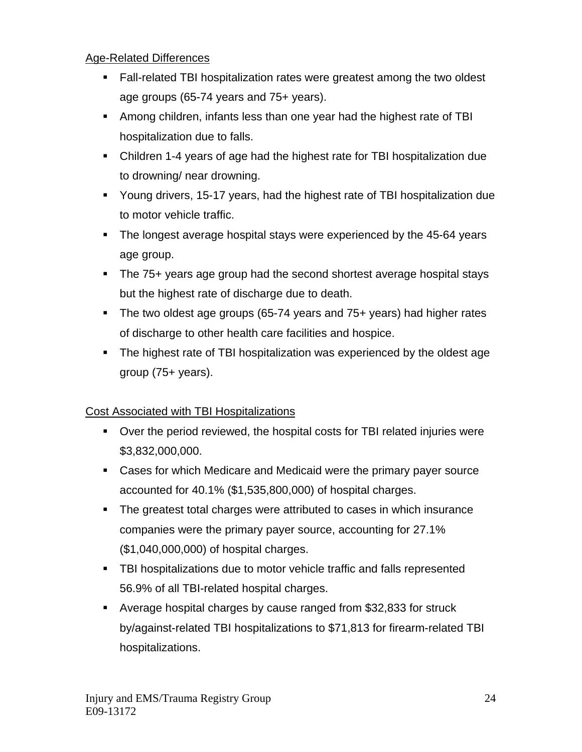Age-Related Differences

- Fall-related TBI hospitalization rates were greatest among the two oldest age groups (65-74 years and 75+ years).
- Among children, infants less than one year had the highest rate of TBI hospitalization due to falls.
- Children 1-4 years of age had the highest rate for TBI hospitalization due to drowning/ near drowning.
- Young drivers, 15-17 years, had the highest rate of TBI hospitalization due to motor vehicle traffic.
- The longest average hospital stays were experienced by the 45-64 years age group.
- The 75+ years age group had the second shortest average hospital stays but the highest rate of discharge due to death.
- The two oldest age groups (65-74 years and 75+ years) had higher rates of discharge to other health care facilities and hospice.
- The highest rate of TBI hospitalization was experienced by the oldest age group (75+ years).

Cost Associated with TBI Hospitalizations

- Over the period reviewed, the hospital costs for TBI related injuries were $3,832,000,000.
- Cases for which Medicare and Medicaid were the primary payer source accounted for 40.1% ($1,535,800,000) of hospital charges.
- The greatest total charges were attributed to cases in which insurance companies were the primary payer source, accounting for 27.1% ($1,040,000,000) of hospital charges.
- TBI hospitalizations due to motor vehicle traffic and falls represented 56.9% of all TBI-related hospital charges.
- Average hospital charges by cause ranged from $32,833 for struck by/against-related TBI hospitalizations to $71,813 for firearm-related TBI hospitalizations.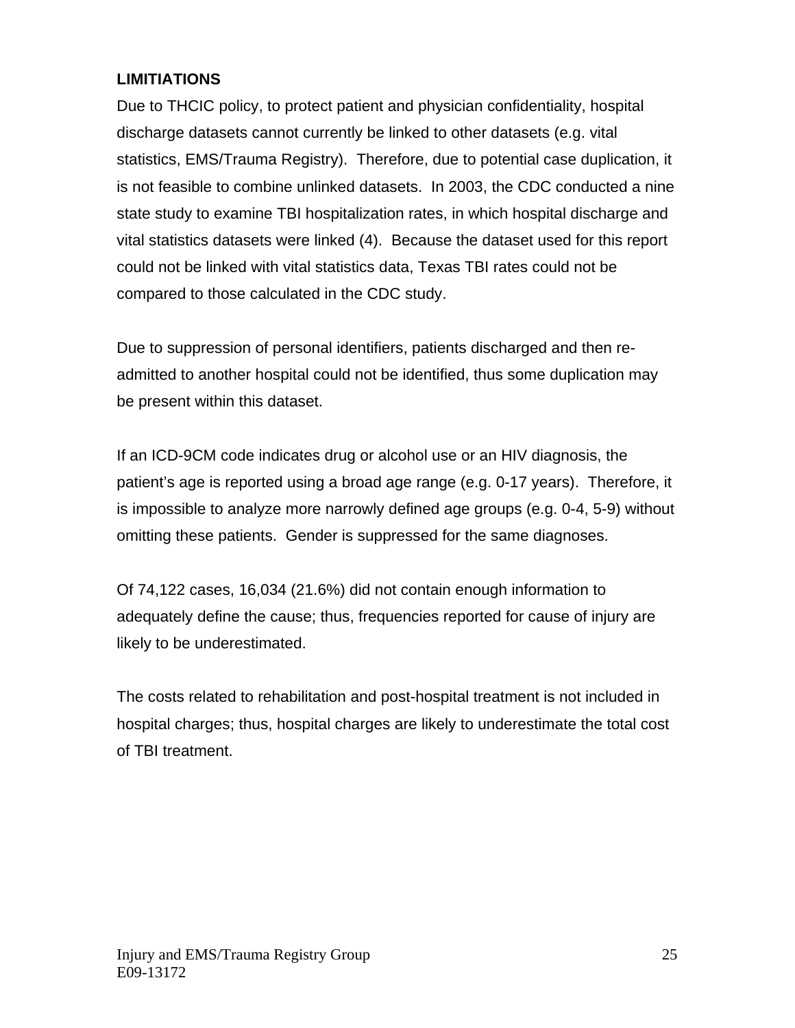**LIMITIATIONS**

Due to THCIC policy, to protect patient and physician confidentiality, hospital discharge datasets cannot currently be linked to other datasets (e.g. vital statistics, EMS/Trauma Registry). Therefore, due to potential case duplication, it is not feasible to combine unlinked datasets. In 2003, the CDC conducted a nine state study to examine TBI hospitalization rates, in which hospital discharge and vital statistics datasets were linked (4). Because the dataset used for this report could not be linked with vital statistics data, Texas TBI rates could not be compared to those calculated in the CDC study.

Due to suppression of personal identifiers, patients discharged and then re-admitted to another hospital could not be identified, thus some duplication may be present within this dataset.

If an ICD-9CM code indicates drug or alcohol use or an HIV diagnosis, the patient's age is reported using a broad age range (e.g. 0-17 years). Therefore, it is impossible to analyze more narrowly defined age groups (e.g. 0-4, 5-9) without omitting these patients. Gender is suppressed for the same diagnoses.

Of 74,122 cases, 16,034 (21.6%) did not contain enough information to adequately define the cause; thus, frequencies reported for cause of injury are likely to be underestimated.

The costs related to rehabilitation and post-hospital treatment is not included in hospital charges; thus, hospital charges are likely to underestimate the total cost of TBI treatment.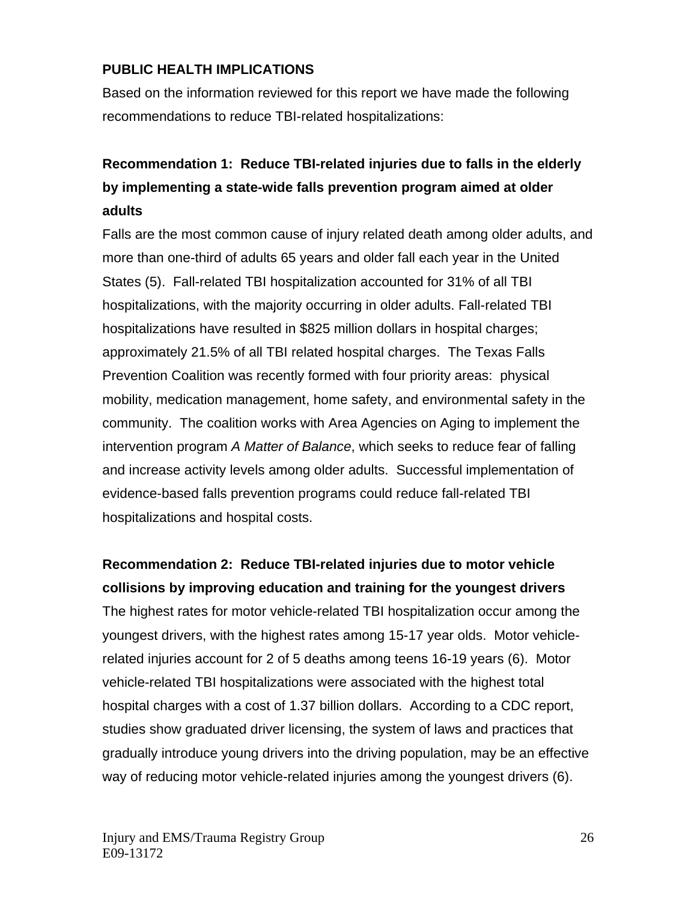## PUBLIC HEALTH IMPLICATIONS

Based on the information reviewed for this report we have made the following recommendations to reduce TBI-related hospitalizations:

### Recommendation 1: Reduce TBI-related injuries due to falls in the elderly by implementing a state-wide falls prevention program aimed at older adults

Falls are the most common cause of injury related death among older adults, and more than one-third of adults 65 years and older fall each year in the United States (5). Fall-related TBI hospitalization accounted for 31% of all TBI hospitalizations, with the majority occurring in older adults. Fall-related TBI hospitalizations have resulted in $825 million dollars in hospital charges; approximately 21.5% of all TBI related hospital charges. The Texas Falls Prevention Coalition was recently formed with four priority areas: physical mobility, medication management, home safety, and environmental safety in the community. The coalition works with Area Agencies on Aging to implement the intervention program *A Matter of Balance*, which seeks to reduce fear of falling and increase activity levels among older adults. Successful implementation of evidence-based falls prevention programs could reduce fall-related TBI hospitalizations and hospital costs.

### Recommendation 2: Reduce TBI-related injuries due to motor vehicle collisions by improving education and training for the youngest drivers

The highest rates for motor vehicle-related TBI hospitalization occur among the youngest drivers, with the highest rates among 15-17 year olds. Motor vehicle-related injuries account for 2 of 5 deaths among teens 16-19 years (6). Motor vehicle-related TBI hospitalizations were associated with the highest total hospital charges with a cost of 1.37 billion dollars. According to a CDC report, studies show graduated driver licensing, the system of laws and practices that gradually introduce young drivers into the driving population, may be an effective way of reducing motor vehicle-related injuries among the youngest drivers (6).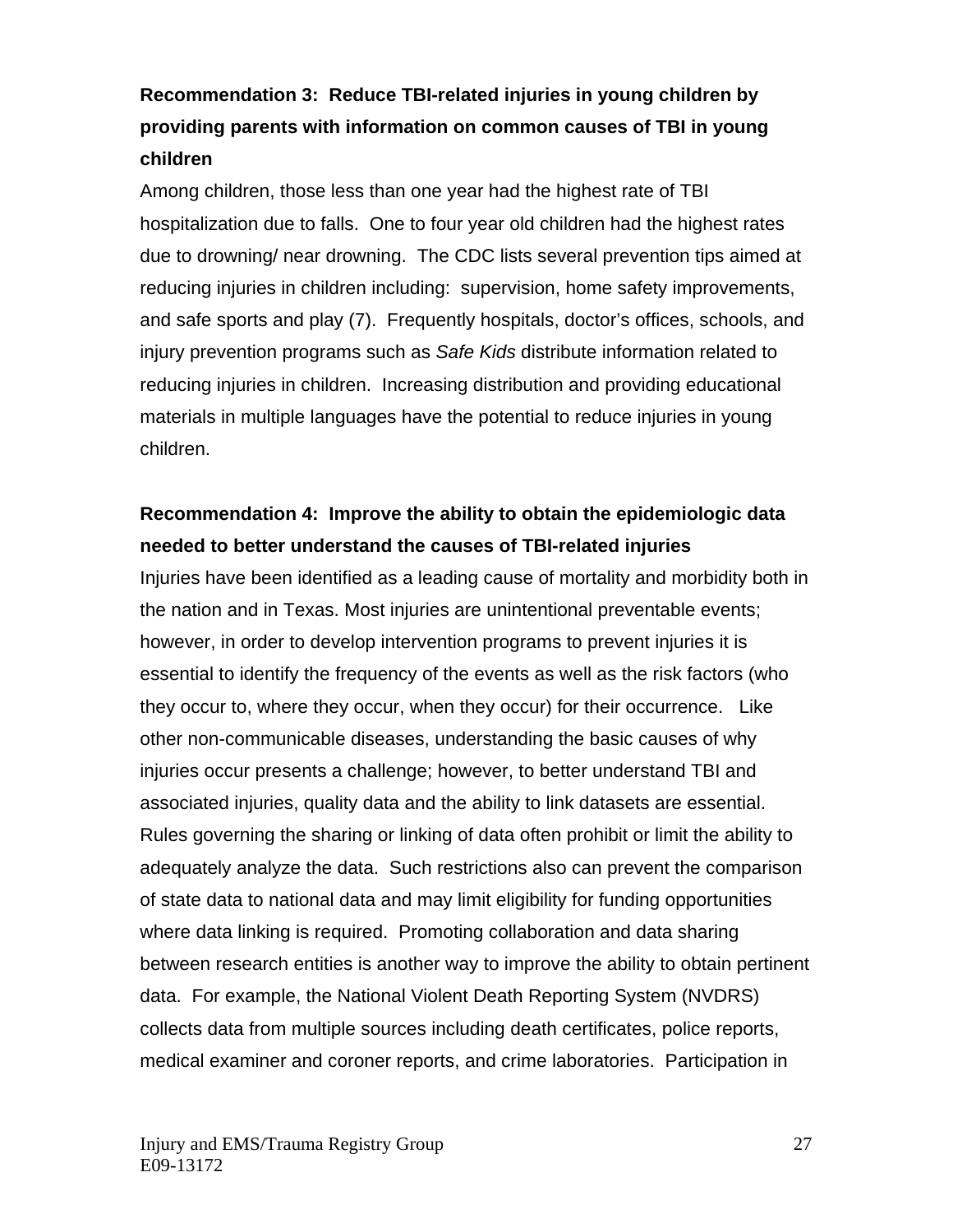**Recommendation 3: Reduce TBI-related injuries in young children by providing parents with information on common causes of TBI in young children**

Among children, those less than one year had the highest rate of TBI hospitalization due to falls. One to four year old children had the highest rates due to drowning/ near drowning. The CDC lists several prevention tips aimed at reducing injuries in children including: supervision, home safety improvements, and safe sports and play (7). Frequently hospitals, doctor's offices, schools, and injury prevention programs such as *Safe Kids* distribute information related to reducing injuries in children. Increasing distribution and providing educational materials in multiple languages have the potential to reduce injuries in young children.

**Recommendation 4: Improve the ability to obtain the epidemiologic data needed to better understand the causes of TBI-related injuries**

Injuries have been identified as a leading cause of mortality and morbidity both in the nation and in Texas. Most injuries are unintentional preventable events; however, in order to develop intervention programs to prevent injuries it is essential to identify the frequency of the events as well as the risk factors (who they occur to, where they occur, when they occur) for their occurrence. Like other non-communicable diseases, understanding the basic causes of why injuries occur presents a challenge; however, to better understand TBI and associated injuries, quality data and the ability to link datasets are essential. Rules governing the sharing or linking of data often prohibit or limit the ability to adequately analyze the data. Such restrictions also can prevent the comparison of state data to national data and may limit eligibility for funding opportunities where data linking is required. Promoting collaboration and data sharing between research entities is another way to improve the ability to obtain pertinent data. For example, the National Violent Death Reporting System (NVDRS) collects data from multiple sources including death certificates, police reports, medical examiner and coroner reports, and crime laboratories. Participation in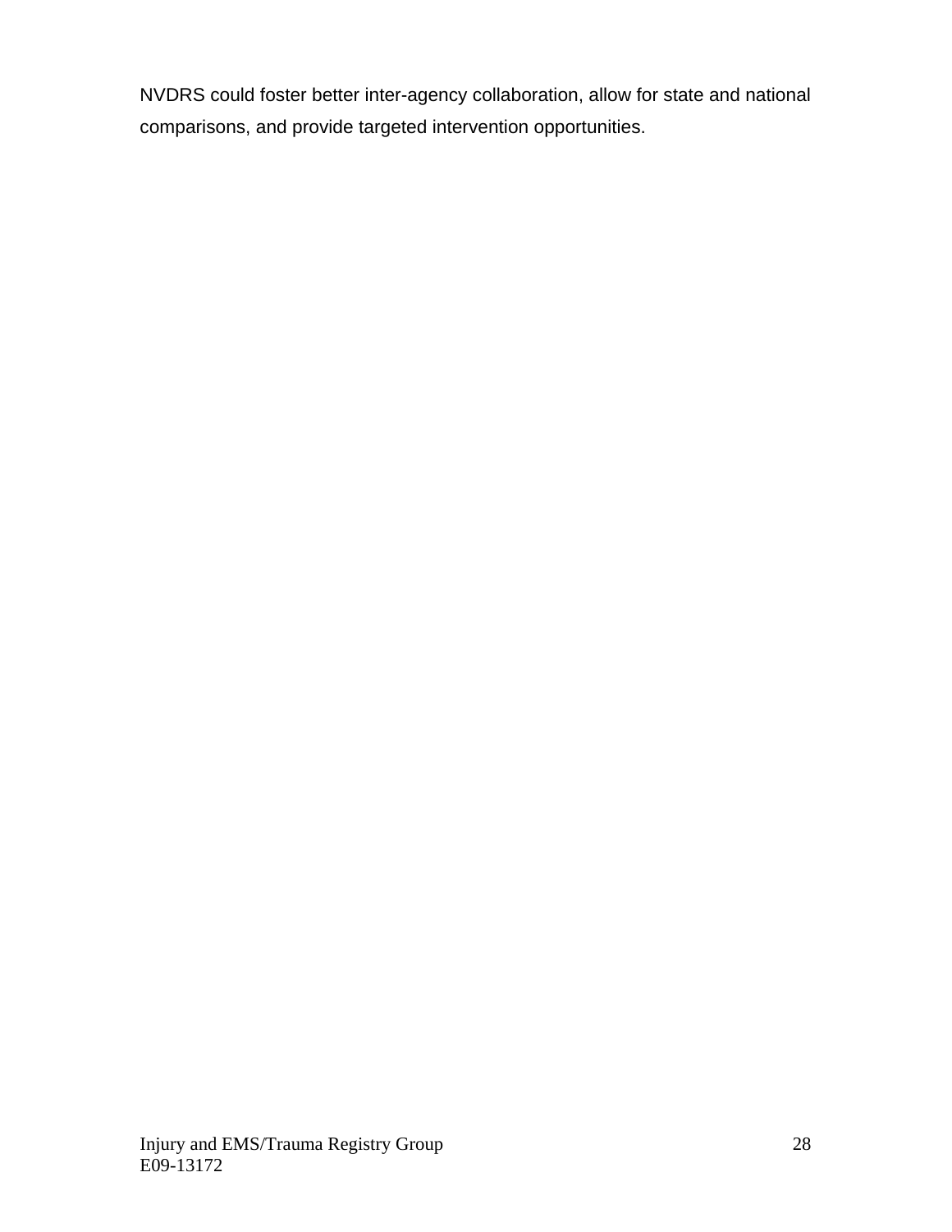NVDRS could foster better inter-agency collaboration, allow for state and national comparisons, and provide targeted intervention opportunities.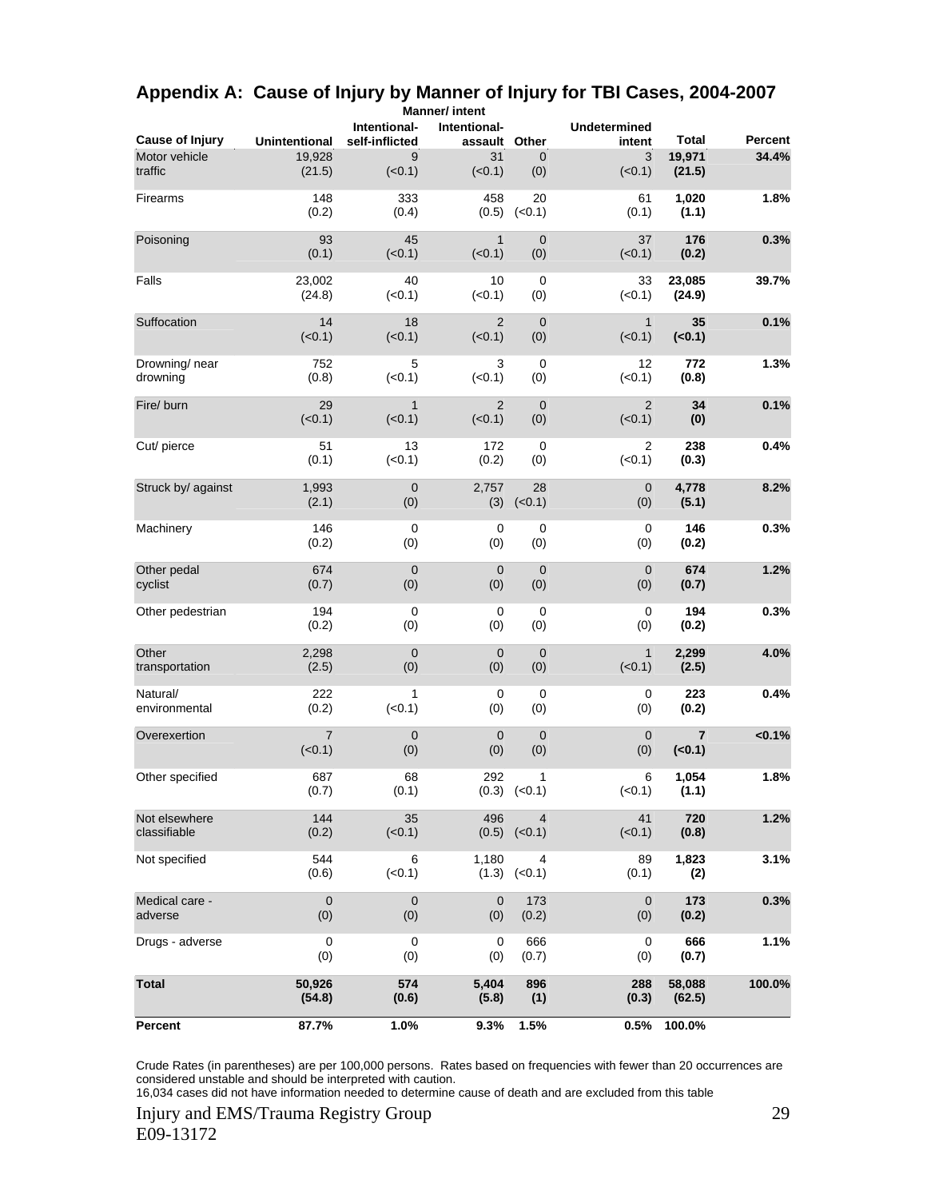## Appendix A: Cause of Injury by Manner of Injury for TBI Cases, 2004-2007

| | Manner/ intent | | | | | | |
|---|---|---|---|---|---|---|---|
| Cause of Injury | Unintentional | Intentional-self-inflicted | Intentional-assault | Other | Undetermined intent | Total | Percent |
| Motor vehicle traffic | 19,928 (21.5) | 9 (<0.1) | 31 (<0.1) | 0 (0) | 3 (<0.1) | **19,971 (21.5)** | **34.4%** |
| Firearms | 148 (0.2) | 333 (0.4) | 458 (0.5) | 20 (<0.1) | 61 (0.1) | **1,020 (1.1)** | **1.8%** |
| Poisoning | 93 (0.1) | 45 (<0.1) | 1 (<0.1) | 0 (0) | 37 (<0.1) | **176 (0.2)** | **0.3%** |
| Falls | 23,002 (24.8) | 40 (<0.1) | 10 (<0.1) | 0 (0) | 33 (<0.1) | **23,085 (24.9)** | **39.7%** |
| Suffocation | 14 (<0.1) | 18 (<0.1) | 2 (<0.1) | 0 (0) | 1 (<0.1) | **35 (<0.1)** | **0.1%** |
| Drowning/ near drowning | 752 (0.8) | 5 (<0.1) | 3 (<0.1) | 0 (0) | 12 (<0.1) | **772 (0.8)** | **1.3%** |
| Fire/ burn | 29 (<0.1) | 1 (<0.1) | 2 (<0.1) | 0 (0) | 2 (<0.1) | **34 (0)** | **0.1%** |
| Cut/ pierce | 51 (0.1) | 13 (<0.1) | 172 (0.2) | 0 (0) | 2 (<0.1) | **238 (0.3)** | **0.4%** |
| Struck by/ against | 1,993 (2.1) | 0 (0) | 2,757 (3) | 28 (<0.1) | 0 (0) | **4,778 (5.1)** | **8.2%** |
| Machinery | 146 (0.2) | 0 (0) | 0 (0) | 0 (0) | 0 (0) | **146 (0.2)** | **0.3%** |
| Other pedal cyclist | 674 (0.7) | 0 (0) | 0 (0) | 0 (0) | 0 (0) | **674 (0.7)** | **1.2%** |
| Other pedestrian | 194 (0.2) | 0 (0) | 0 (0) | 0 (0) | 0 (0) | **194 (0.2)** | **0.3%** |
| Other transportation | 2,298 (2.5) | 0 (0) | 0 (0) | 0 (0) | 1 (<0.1) | **2,299 (2.5)** | **4.0%** |
| Natural/ environmental | 222 (0.2) | 1 (<0.1) | 0 (0) | 0 (0) | 0 (0) | **223 (0.2)** | **0.4%** |
| Overexertion | 7 (<0.1) | 0 (0) | 0 (0) | 0 (0) | 0 (0) | **7 (<0.1)** | **<0.1%** |
| Other specified | 687 (0.7) | 68 (0.1) | 292 (0.3) | 1 (<0.1) | 6 (<0.1) | **1,054 (1.1)** | **1.8%** |
| Not elsewhere classifiable | 144 (0.2) | 35 (<0.1) | 496 (0.5) | 4 (<0.1) | 41 (<0.1) | **720 (0.8)** | **1.2%** |
| Not specified | 544 (0.6) | 6 (<0.1) | 1,180 (1.3) | 4 (<0.1) | 89 (0.1) | **1,823 (2)** | **3.1%** |
| Medical care - adverse | 0 (0) | 0 (0) | 0 (0) | 173 (0.2) | 0 (0) | **173 (0.2)** | **0.3%** |
| Drugs - adverse | 0 (0) | 0 (0) | 0 (0) | 666 (0.7) | 0 (0) | **666 (0.7)** | **1.1%** |
| **Total** | **50,926 (54.8)** | **574 (0.6)** | **5,404 (5.8)** | **896 (1)** | **288 (0.3)** | **58,088 (62.5)** | **100.0%** |
| **Percent** | **87.7%** | **1.0%** | **9.3%** | **1.5%** | **0.5%** | **100.0%** | |

Crude Rates (in parentheses) are per 100,000 persons. Rates based on frequencies with fewer than 20 occurrences are considered unstable and should be interpreted with caution.
16,034 cases did not have information needed to determine cause of death and are excluded from this table

Injury and EMS/Trauma Registry Group
E09-13172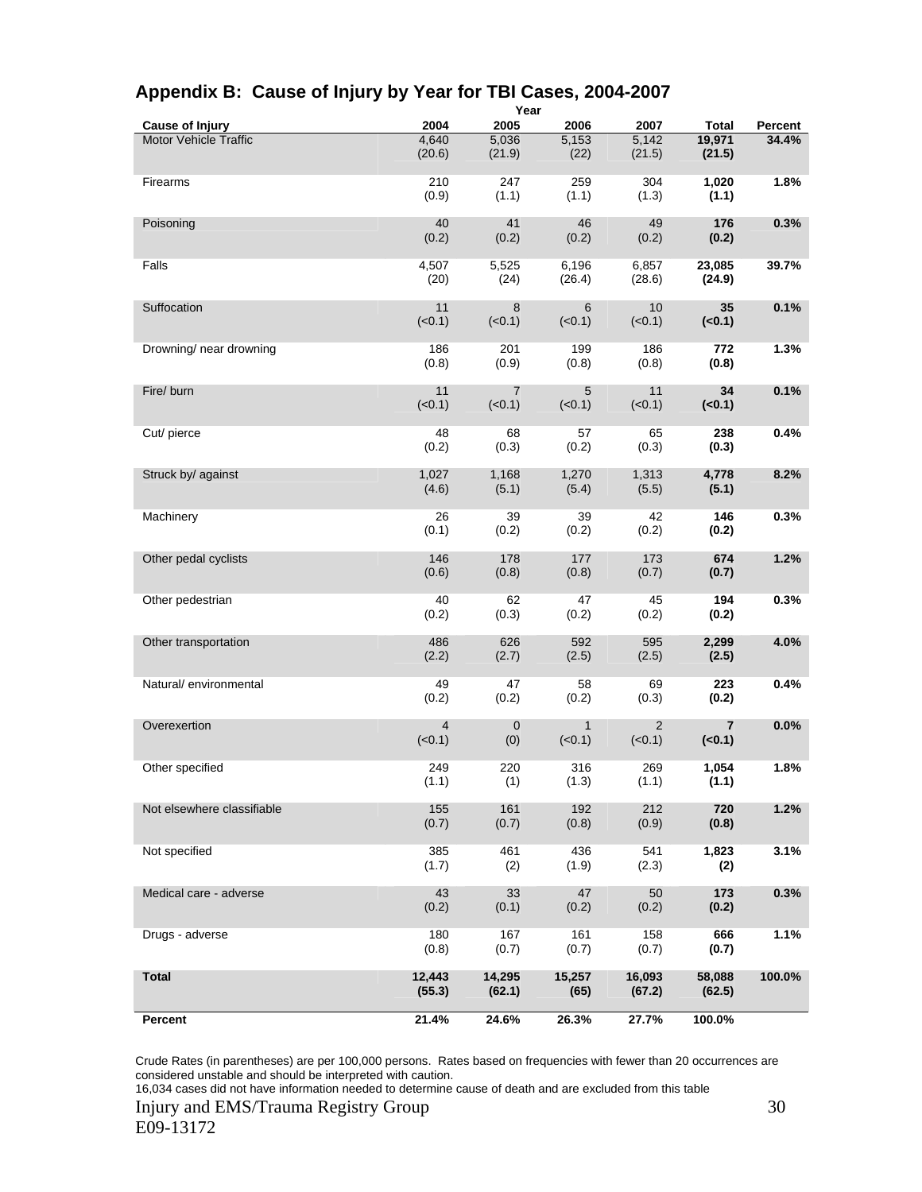## Appendix B: Cause of Injury by Year for TBI Cases, 2004-2007

| Cause of Injury | 2004 | 2005 | 2006 | 2007 | Total | Percent |
|---|---|---|---|---|---|---|
| | Year | | | | | |
| Motor Vehicle Traffic | 4,640 (20.6) | 5,036 (21.9) | 5,153 (22) | 5,142 (21.5) | **19,971 (21.5)** | **34.4%** |
| Firearms | 210 (0.9) | 247 (1.1) | 259 (1.1) | 304 (1.3) | **1,020 (1.1)** | **1.8%** |
| Poisoning | 40 (0.2) | 41 (0.2) | 46 (0.2) | 49 (0.2) | **176 (0.2)** | **0.3%** |
| Falls | 4,507 (20) | 5,525 (24) | 6,196 (26.4) | 6,857 (28.6) | **23,085 (24.9)** | **39.7%** |
| Suffocation | 11 (<0.1) | 8 (<0.1) | 6 (<0.1) | 10 (<0.1) | **35 (<0.1)** | **0.1%** |
| Drowning/ near drowning | 186 (0.8) | 201 (0.9) | 199 (0.8) | 186 (0.8) | **772 (0.8)** | **1.3%** |
| Fire/ burn | 11 (<0.1) | 7 (<0.1) | 5 (<0.1) | 11 (<0.1) | **34 (<0.1)** | **0.1%** |
| Cut/ pierce | 48 (0.2) | 68 (0.3) | 57 (0.2) | 65 (0.3) | **238 (0.3)** | **0.4%** |
| Struck by/ against | 1,027 (4.6) | 1,168 (5.1) | 1,270 (5.4) | 1,313 (5.5) | **4,778 (5.1)** | **8.2%** |
| Machinery | 26 (0.1) | 39 (0.2) | 39 (0.2) | 42 (0.2) | **146 (0.2)** | **0.3%** |
| Other pedal cyclists | 146 (0.6) | 178 (0.8) | 177 (0.8) | 173 (0.7) | **674 (0.7)** | **1.2%** |
| Other pedestrian | 40 (0.2) | 62 (0.3) | 47 (0.2) | 45 (0.2) | **194 (0.2)** | **0.3%** |
| Other transportation | 486 (2.2) | 626 (2.7) | 592 (2.5) | 595 (2.5) | **2,299 (2.5)** | **4.0%** |
| Natural/ environmental | 49 (0.2) | 47 (0.2) | 58 (0.2) | 69 (0.3) | **223 (0.2)** | **0.4%** |
| Overexertion | 4 (<0.1) | 0 (0) | 1 (<0.1) | 2 (<0.1) | **7 (<0.1)** | **0.0%** |
| Other specified | 249 (1.1) | 220 (1) | 316 (1.3) | 269 (1.1) | **1,054 (1.1)** | **1.8%** |
| Not elsewhere classifiable | 155 (0.7) | 161 (0.7) | 192 (0.8) | 212 (0.9) | **720 (0.8)** | **1.2%** |
| Not specified | 385 (1.7) | 461 (2) | 436 (1.9) | 541 (2.3) | **1,823 (2)** | **3.1%** |
| Medical care - adverse | 43 (0.2) | 33 (0.1) | 47 (0.2) | 50 (0.2) | **173 (0.2)** | **0.3%** |
| Drugs - adverse | 180 (0.8) | 167 (0.7) | 161 (0.7) | 158 (0.7) | **666 (0.7)** | **1.1%** |
| **Total** | **12,443 (55.3)** | **14,295 (62.1)** | **15,257 (65)** | **16,093 (67.2)** | **58,088 (62.5)** | **100.0%** |
| **Percent** | **21.4%** | **24.6%** | **26.3%** | **27.7%** | **100.0%** | |

Crude Rates (in parentheses) are per 100,000 persons. Rates based on frequencies with fewer than 20 occurrences are considered unstable and should be interpreted with caution.
16,034 cases did not have information needed to determine cause of death and are excluded from this table

Injury and EMS/Trauma Registry Group
E09-13172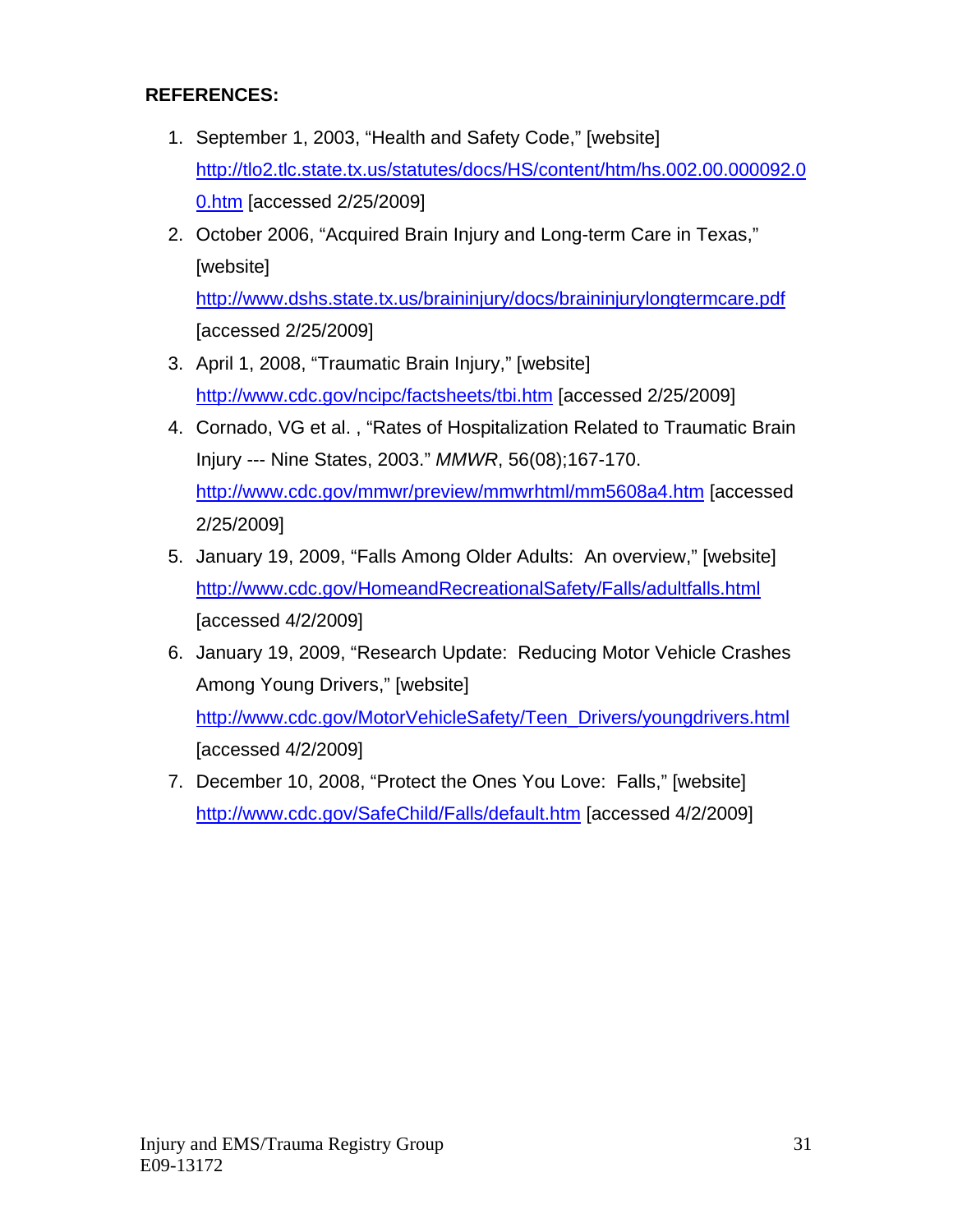**REFERENCES:**

1. September 1, 2003, "Health and Safety Code," [website] http://tlo2.tlc.state.tx.us/statutes/docs/HS/content/htm/hs.002.00.000092.00.htm [accessed 2/25/2009]
2. October 2006, "Acquired Brain Injury and Long-term Care in Texas," [website] http://www.dshs.state.tx.us/braininjury/docs/braininjurylongtermcare.pdf [accessed 2/25/2009]
3. April 1, 2008, "Traumatic Brain Injury," [website] http://www.cdc.gov/ncipc/factsheets/tbi.htm [accessed 2/25/2009]
4. Cornado, VG et al. , "Rates of Hospitalization Related to Traumatic Brain Injury --- Nine States, 2003." *MMWR*, 56(08);167-170. http://www.cdc.gov/mmwr/preview/mmwrhtml/mm5608a4.htm [accessed 2/25/2009]
5. January 19, 2009, "Falls Among Older Adults: An overview," [website] http://www.cdc.gov/HomeandRecreationalSafety/Falls/adultfalls.html [accessed 4/2/2009]
6. January 19, 2009, "Research Update: Reducing Motor Vehicle Crashes Among Young Drivers," [website] http://www.cdc.gov/MotorVehicleSafety/Teen_Drivers/youngdrivers.html [accessed 4/2/2009]
7. December 10, 2008, "Protect the Ones You Love: Falls," [website] http://www.cdc.gov/SafeChild/Falls/default.htm [accessed 4/2/2009]